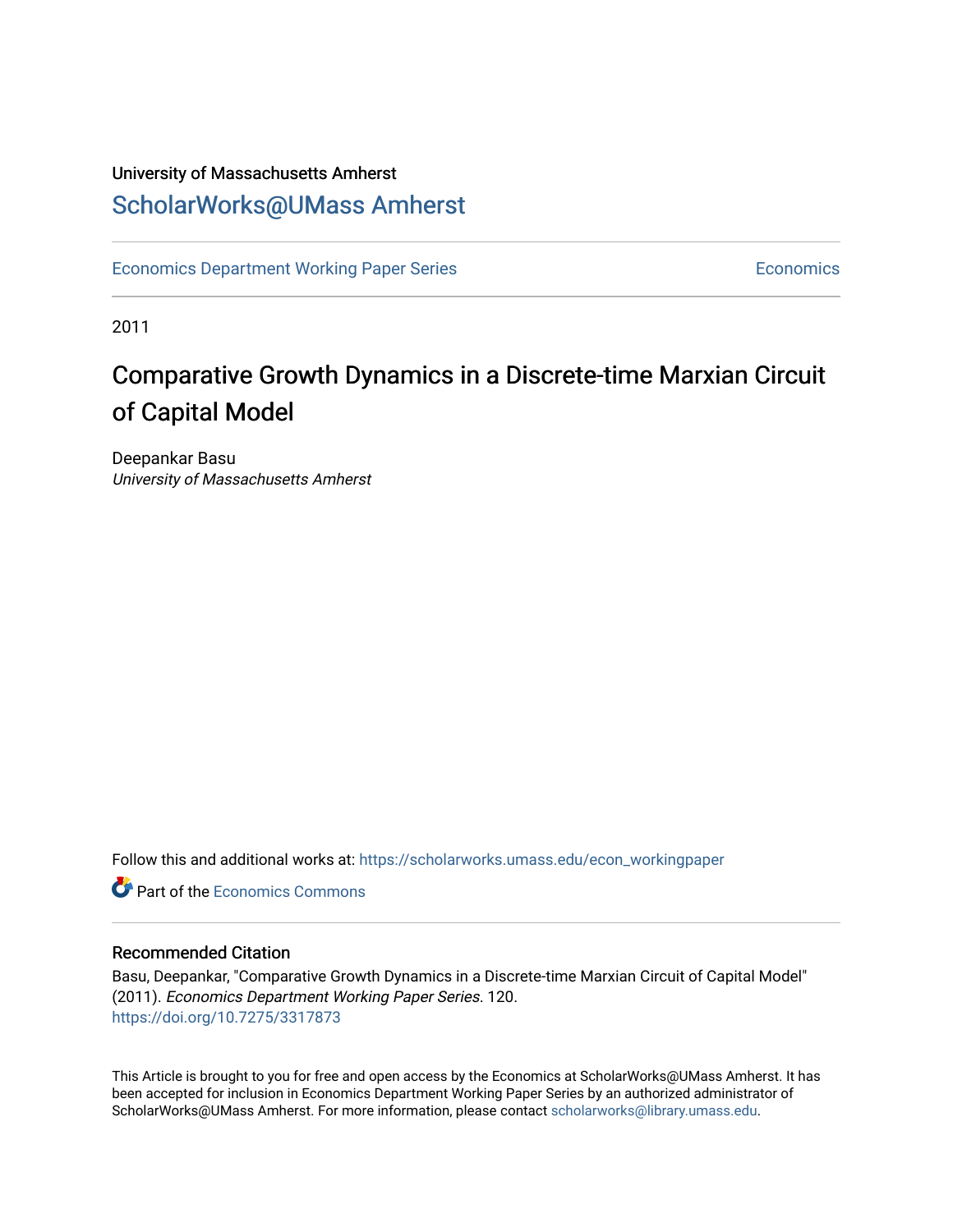University of Massachusetts Amherst

ScholarWorks@UMass Amherst

Economics Department Working Paper Series

Economics

2011

# Comparative Growth Dynamics in a Discrete-time Marxian Circuit of Capital Model

Deepankar Basu
*University of Massachusetts Amherst*

Follow this and additional works at: https://scholarworks.umass.edu/econ_workingpaper

Part of the Economics Commons

## Recommended Citation

Basu, Deepankar, "Comparative Growth Dynamics in a Discrete-time Marxian Circuit of Capital Model" (2011). *Economics Department Working Paper Series*. 120.
https://doi.org/10.7275/3317873

This Article is brought to you for free and open access by the Economics at ScholarWorks@UMass Amherst. It has been accepted for inclusion in Economics Department Working Paper Series by an authorized administrator of ScholarWorks@UMass Amherst. For more information, please contact scholarworks@library.umass.edu.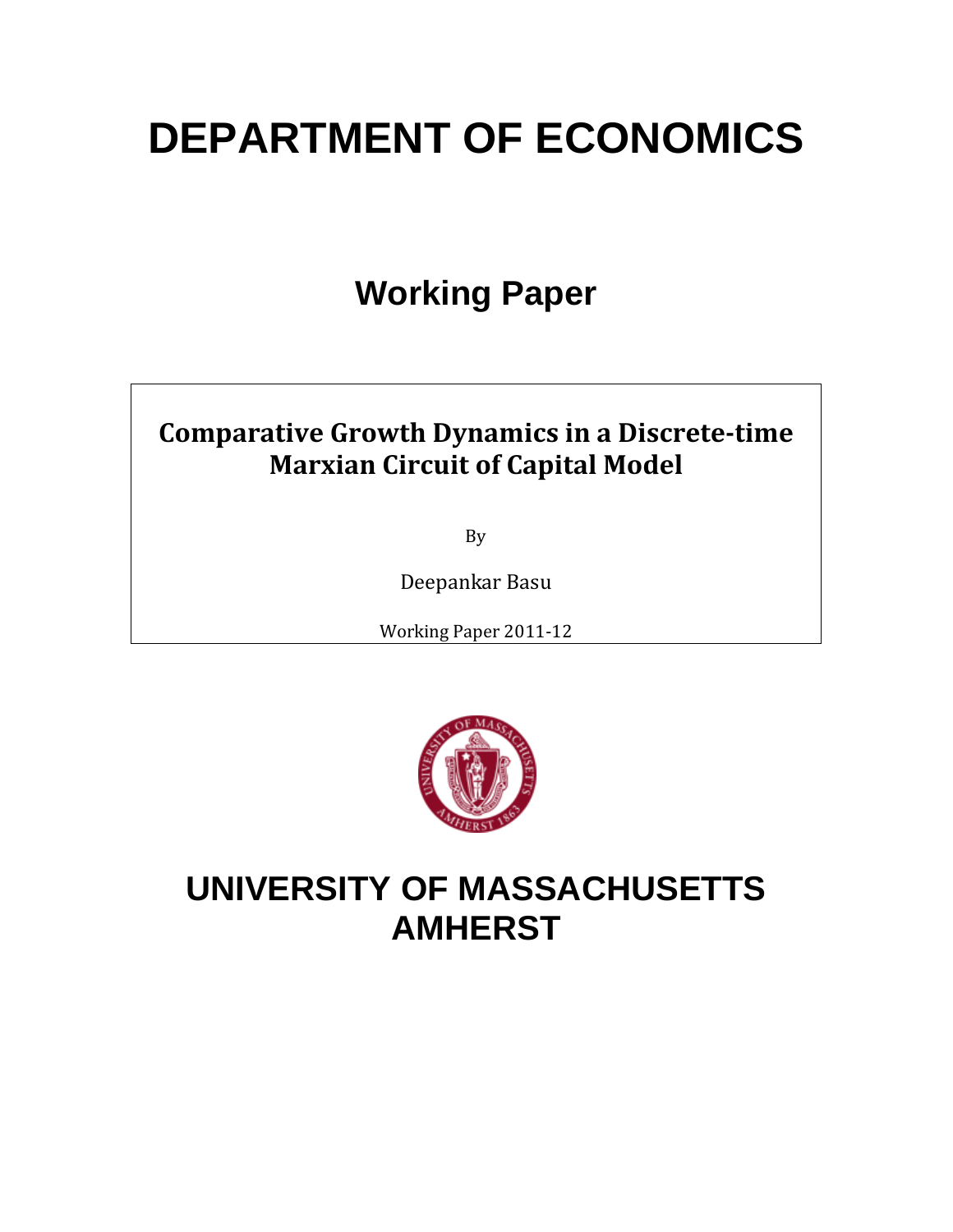# DEPARTMENT OF ECONOMICS

## Working Paper

**Comparative Growth Dynamics in a Discrete-time Marxian Circuit of Capital Model**

By

Deepankar Basu

Working Paper 2011-12

# UNIVERSITY OF MASSACHUSETTS AMHERST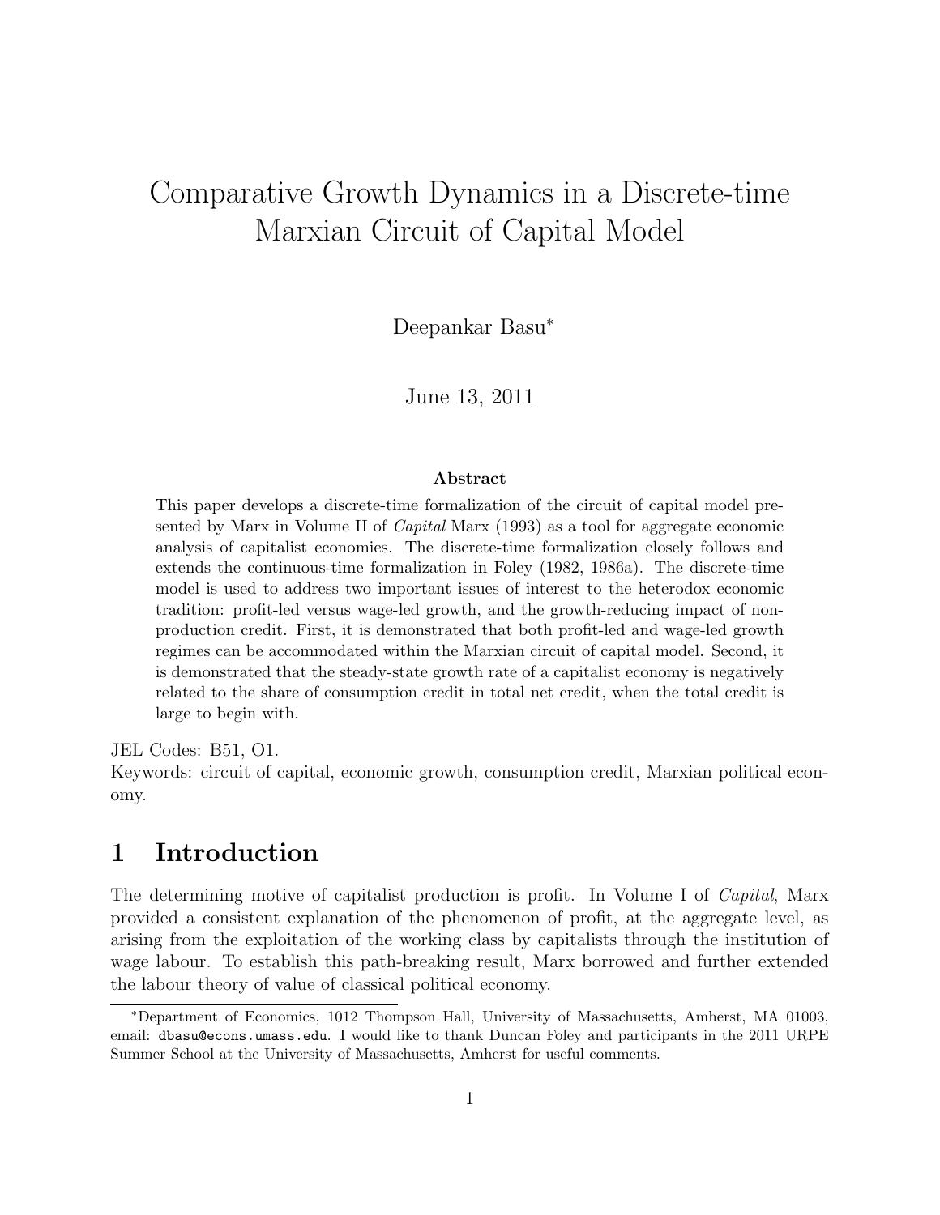# Comparative Growth Dynamics in a Discrete-time Marxian Circuit of Capital Model

Deepankar Basu*

June 13, 2011

**Abstract**

This paper develops a discrete-time formalization of the circuit of capital model presented by Marx in Volume II of *Capital* Marx (1993) as a tool for aggregate economic analysis of capitalist economies. The discrete-time formalization closely follows and extends the continuous-time formalization in Foley (1982, 1986a). The discrete-time model is used to address two important issues of interest to the heterodox economic tradition: profit-led versus wage-led growth, and the growth-reducing impact of non-production credit. First, it is demonstrated that both profit-led and wage-led growth regimes can be accommodated within the Marxian circuit of capital model. Second, it is demonstrated that the steady-state growth rate of a capitalist economy is negatively related to the share of consumption credit in total net credit, when the total credit is large to begin with.

JEL Codes: B51, O1.

Keywords: circuit of capital, economic growth, consumption credit, Marxian political economy.

## 1 Introduction

The determining motive of capitalist production is profit. In Volume I of *Capital*, Marx provided a consistent explanation of the phenomenon of profit, at the aggregate level, as arising from the exploitation of the working class by capitalists through the institution of wage labour. To establish this path-breaking result, Marx borrowed and further extended the labour theory of value of classical political economy.

*Department of Economics, 1012 Thompson Hall, University of Massachusetts, Amherst, MA 01003, email: dbasu@econs.umass.edu. I would like to thank Duncan Foley and participants in the 2011 URPE Summer School at the University of Massachusetts, Amherst for useful comments.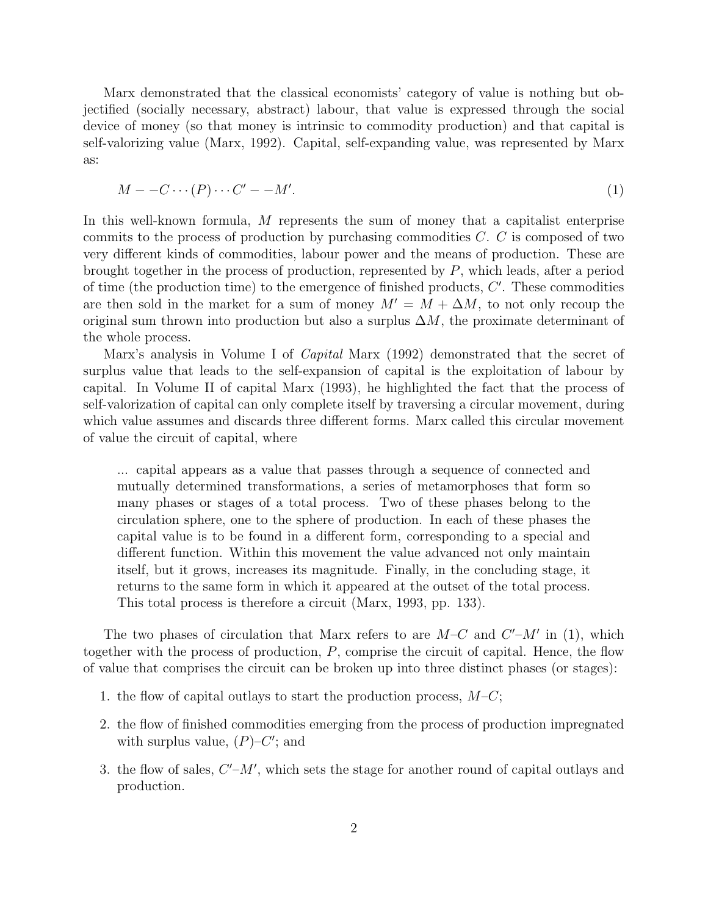Marx demonstrated that the classical economists' category of value is nothing but objectified (socially necessary, abstract) labour, that value is expressed through the social device of money (so that money is intrinsic to commodity production) and that capital is self-valorizing value (Marx, 1992). Capital, self-expanding value, was represented by Marx as:

$$M - -C \cdots (P) \cdots C' - -M'. \tag{1}$$

In this well-known formula, $M$ represents the sum of money that a capitalist enterprise commits to the process of production by purchasing commodities $C$. $C$ is composed of two very different kinds of commodities, labour power and the means of production. These are brought together in the process of production, represented by $P$, which leads, after a period of time (the production time) to the emergence of finished products, $C'$. These commodities are then sold in the market for a sum of money $M' = M + \Delta M$, to not only recoup the original sum thrown into production but also a surplus $\Delta M$, the proximate determinant of the whole process.

Marx's analysis in Volume I of *Capital* Marx (1992) demonstrated that the secret of surplus value that leads to the self-expansion of capital is the exploitation of labour by capital. In Volume II of capital Marx (1993), he highlighted the fact that the process of self-valorization of capital can only complete itself by traversing a circular movement, during which value assumes and discards three different forms. Marx called this circular movement of value the circuit of capital, where

> ... capital appears as a value that passes through a sequence of connected and mutually determined transformations, a series of metamorphoses that form so many phases or stages of a total process. Two of these phases belong to the circulation sphere, one to the sphere of production. In each of these phases the capital value is to be found in a different form, corresponding to a special and different function. Within this movement the value advanced not only maintain itself, but it grows, increases its magnitude. Finally, in the concluding stage, it returns to the same form in which it appeared at the outset of the total process. This total process is therefore a circuit (Marx, 1993, pp. 133).

The two phases of circulation that Marx refers to are $M$–$C$ and $C'$–$M'$ in (1), which together with the process of production, $P$, comprise the circuit of capital. Hence, the flow of value that comprises the circuit can be broken up into three distinct phases (or stages):

1. the flow of capital outlays to start the production process, $M$–$C$;
2. the flow of finished commodities emerging from the process of production impregnated with surplus value, $(P)$–$C'$; and
3. the flow of sales, $C'$–$M'$, which sets the stage for another round of capital outlays and production.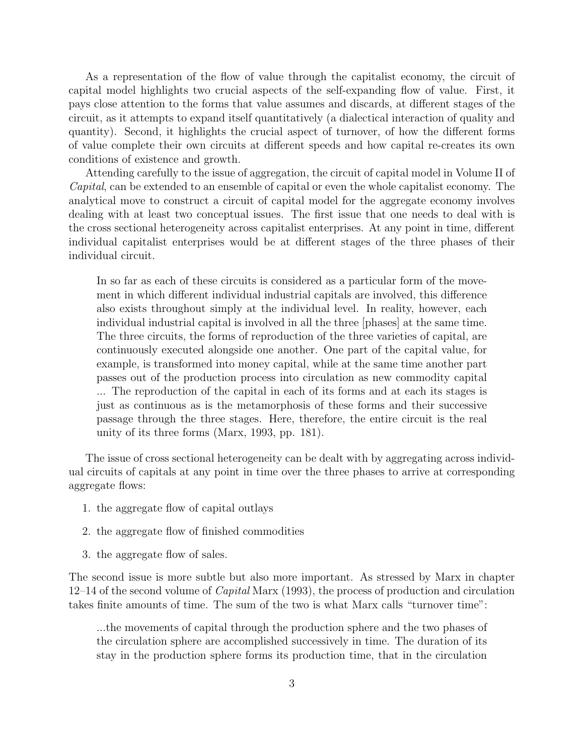As a representation of the flow of value through the capitalist economy, the circuit of capital model highlights two crucial aspects of the self-expanding flow of value. First, it pays close attention to the forms that value assumes and discards, at different stages of the circuit, as it attempts to expand itself quantitatively (a dialectical interaction of quality and quantity). Second, it highlights the crucial aspect of turnover, of how the different forms of value complete their own circuits at different speeds and how capital re-creates its own conditions of existence and growth.

Attending carefully to the issue of aggregation, the circuit of capital model in Volume II of *Capital*, can be extended to an ensemble of capital or even the whole capitalist economy. The analytical move to construct a circuit of capital model for the aggregate economy involves dealing with at least two conceptual issues. The first issue that one needs to deal with is the cross sectional heterogeneity across capitalist enterprises. At any point in time, different individual capitalist enterprises would be at different stages of the three phases of their individual circuit.

> In so far as each of these circuits is considered as a particular form of the movement in which different individual industrial capitals are involved, this difference also exists throughout simply at the individual level. In reality, however, each individual industrial capital is involved in all the three [phases] at the same time. The three circuits, the forms of reproduction of the three varieties of capital, are continuously executed alongside one another. One part of the capital value, for example, is transformed into money capital, while at the same time another part passes out of the production process into circulation as new commodity capital ... The reproduction of the capital in each of its forms and at each its stages is just as continuous as is the metamorphosis of these forms and their successive passage through the three stages. Here, therefore, the entire circuit is the real unity of its three forms (Marx, 1993, pp. 181).

The issue of cross sectional heterogeneity can be dealt with by aggregating across individual circuits of capitals at any point in time over the three phases to arrive at corresponding aggregate flows:

1. the aggregate flow of capital outlays
2. the aggregate flow of finished commodities
3. the aggregate flow of sales.

The second issue is more subtle but also more important. As stressed by Marx in chapter 12–14 of the second volume of *Capital* Marx (1993), the process of production and circulation takes finite amounts of time. The sum of the two is what Marx calls "turnover time":

> ...the movements of capital through the production sphere and the two phases of the circulation sphere are accomplished successively in time. The duration of its stay in the production sphere forms its production time, that in the circulation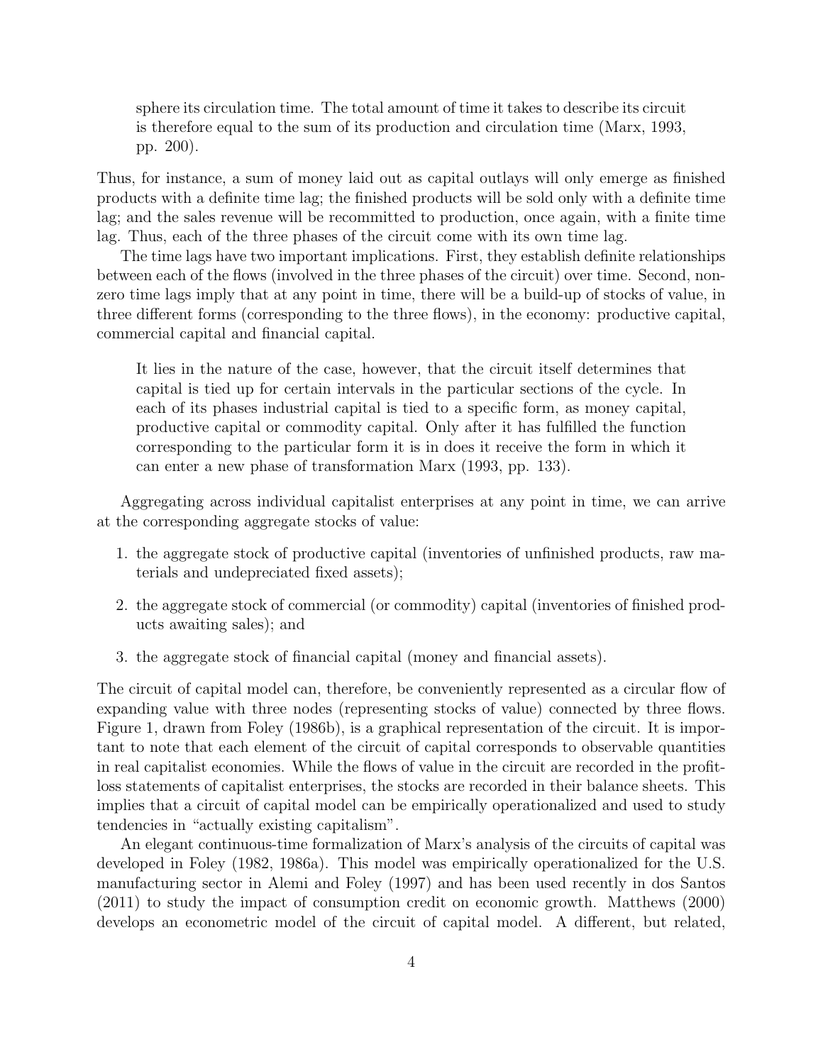> sphere its circulation time. The total amount of time it takes to describe its circuit is therefore equal to the sum of its production and circulation time (Marx, 1993, pp. 200).

Thus, for instance, a sum of money laid out as capital outlays will only emerge as finished products with a definite time lag; the finished products will be sold only with a definite time lag; and the sales revenue will be recommitted to production, once again, with a finite time lag. Thus, each of the three phases of the circuit come with its own time lag.

The time lags have two important implications. First, they establish definite relationships between each of the flows (involved in the three phases of the circuit) over time. Second, non-zero time lags imply that at any point in time, there will be a build-up of stocks of value, in three different forms (corresponding to the three flows), in the economy: productive capital, commercial capital and financial capital.

> It lies in the nature of the case, however, that the circuit itself determines that capital is tied up for certain intervals in the particular sections of the cycle. In each of its phases industrial capital is tied to a specific form, as money capital, productive capital or commodity capital. Only after it has fulfilled the function corresponding to the particular form it is in does it receive the form in which it can enter a new phase of transformation Marx (1993, pp. 133).

Aggregating across individual capitalist enterprises at any point in time, we can arrive at the corresponding aggregate stocks of value:

1. the aggregate stock of productive capital (inventories of unfinished products, raw materials and undepreciated fixed assets);
2. the aggregate stock of commercial (or commodity) capital (inventories of finished products awaiting sales); and
3. the aggregate stock of financial capital (money and financial assets).

The circuit of capital model can, therefore, be conveniently represented as a circular flow of expanding value with three nodes (representing stocks of value) connected by three flows. Figure 1, drawn from Foley (1986b), is a graphical representation of the circuit. It is important to note that each element of the circuit of capital corresponds to observable quantities in real capitalist economies. While the flows of value in the circuit are recorded in the profit-loss statements of capitalist enterprises, the stocks are recorded in their balance sheets. This implies that a circuit of capital model can be empirically operationalized and used to study tendencies in "actually existing capitalism".

An elegant continuous-time formalization of Marx's analysis of the circuits of capital was developed in Foley (1982, 1986a). This model was empirically operationalized for the U.S. manufacturing sector in Alemi and Foley (1997) and has been used recently in dos Santos (2011) to study the impact of consumption credit on economic growth. Matthews (2000) develops an econometric model of the circuit of capital model. A different, but related,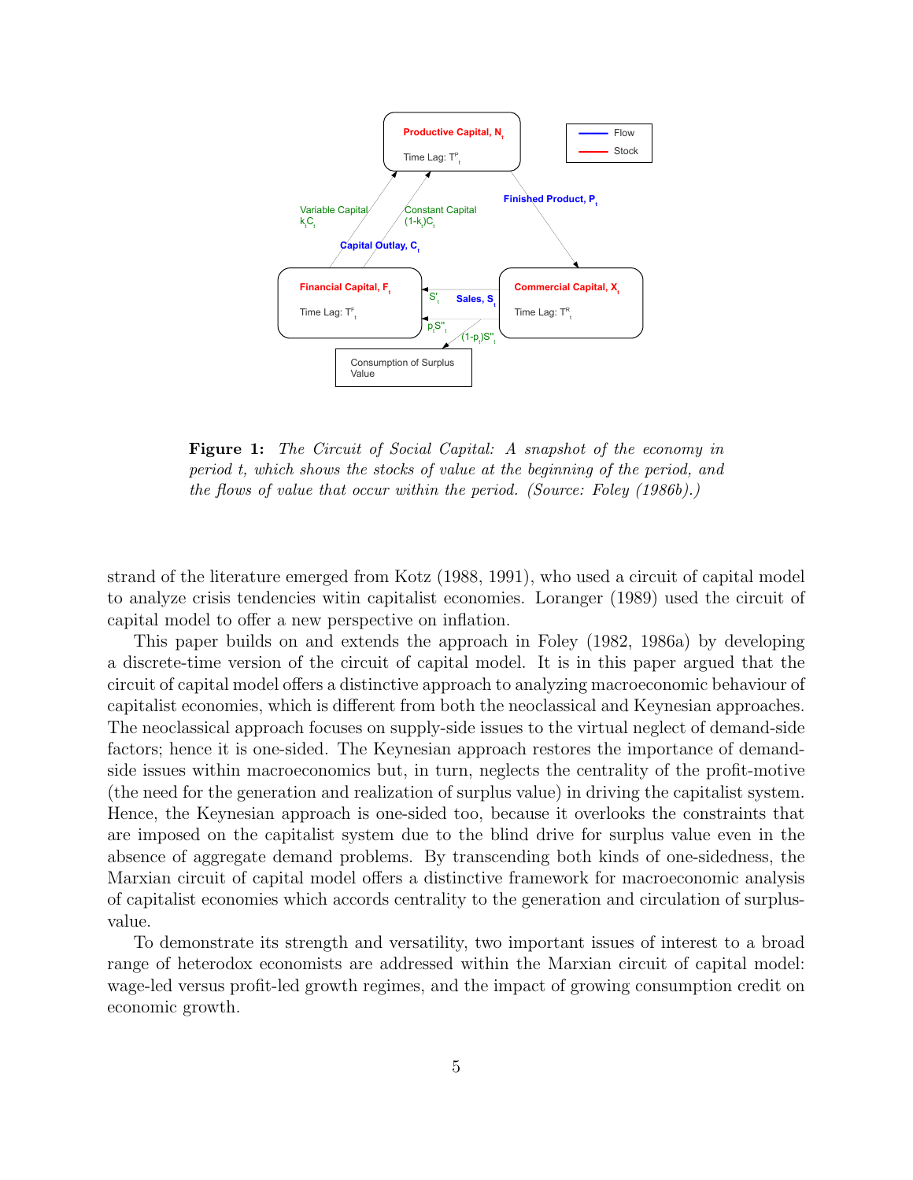Productive Capital, $N_t$

Time Lag: $T^P_t$

Flow

Stock

Finished Product, $P_t$

Variable Capital $k_t C_t$

Constant Capital $(1-k_t)C_t$

Capital Outlay, $C_t$

Financial Capital, $F_t$

Time Lag: $T^F_t$

$S'_t$

Sales, $S_t$

$p_t S''_t$

$(1-p_t)S''_t$

Commercial Capital, $X_t$

Time Lag: $T^R_t$

Consumption of Surplus Value

**Figure 1:** *The Circuit of Social Capital: A snapshot of the economy in period t, which shows the stocks of value at the beginning of the period, and the flows of value that occur within the period. (Source: Foley (1986b).)*

strand of the literature emerged from Kotz (1988, 1991), who used a circuit of capital model to analyze crisis tendencies witin capitalist economies. Loranger (1989) used the circuit of capital model to offer a new perspective on inflation.

This paper builds on and extends the approach in Foley (1982, 1986a) by developing a discrete-time version of the circuit of capital model. It is in this paper argued that the circuit of capital model offers a distinctive approach to analyzing macroeconomic behaviour of capitalist economies, which is different from both the neoclassical and Keynesian approaches. The neoclassical approach focuses on supply-side issues to the virtual neglect of demand-side factors; hence it is one-sided. The Keynesian approach restores the importance of demand-side issues within macroeconomics but, in turn, neglects the centrality of the profit-motive (the need for the generation and realization of surplus value) in driving the capitalist system. Hence, the Keynesian approach is one-sided too, because it overlooks the constraints that are imposed on the capitalist system due to the blind drive for surplus value even in the absence of aggregate demand problems. By transcending both kinds of one-sidedness, the Marxian circuit of capital model offers a distinctive framework for macroeconomic analysis of capitalist economies which accords centrality to the generation and circulation of surplus-value.

To demonstrate its strength and versatility, two important issues of interest to a broad range of heterodox economists are addressed within the Marxian circuit of capital model: wage-led versus profit-led growth regimes, and the impact of growing consumption credit on economic growth.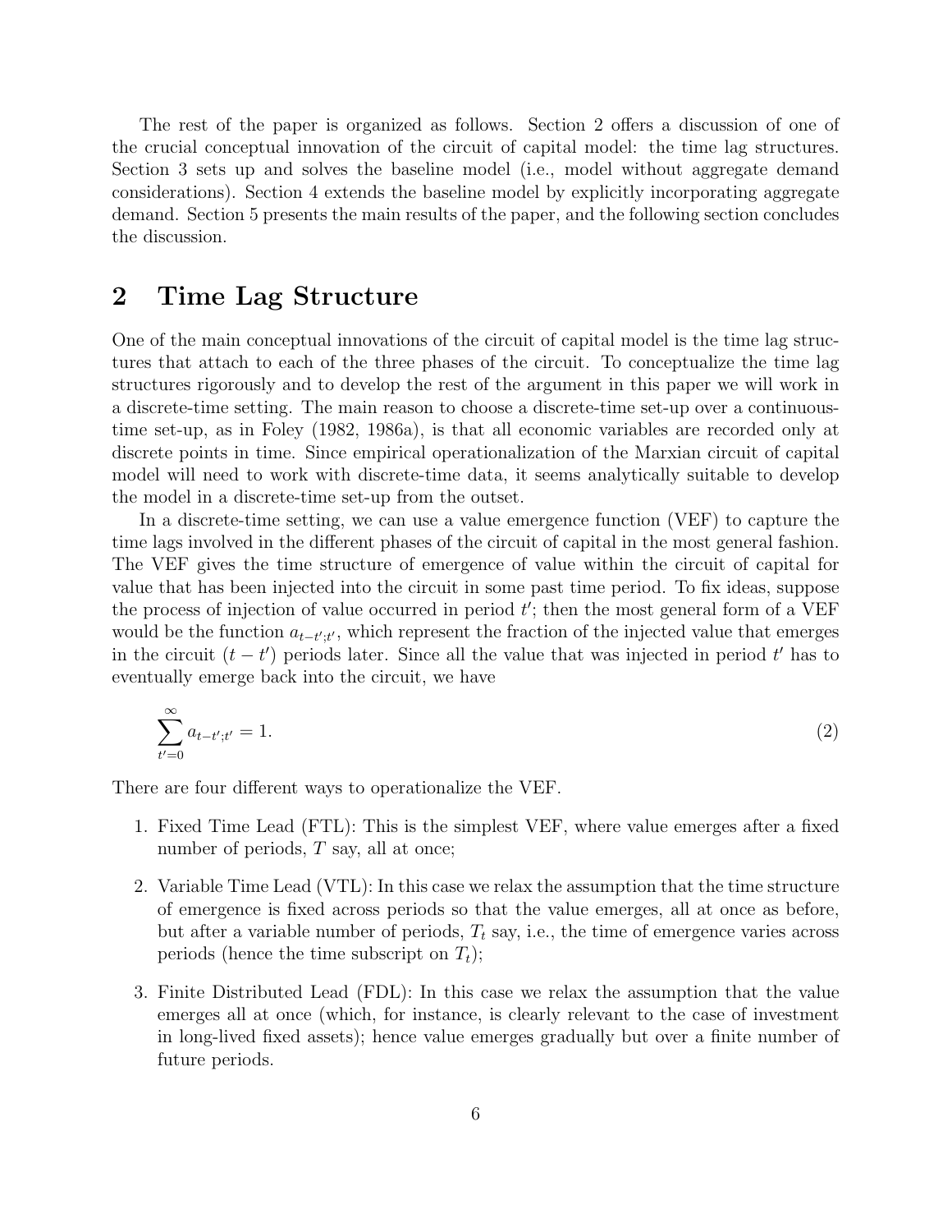The rest of the paper is organized as follows. Section 2 offers a discussion of one of the crucial conceptual innovation of the circuit of capital model: the time lag structures. Section 3 sets up and solves the baseline model (i.e., model without aggregate demand considerations). Section 4 extends the baseline model by explicitly incorporating aggregate demand. Section 5 presents the main results of the paper, and the following section concludes the discussion.

## 2 Time Lag Structure

One of the main conceptual innovations of the circuit of capital model is the time lag structures that attach to each of the three phases of the circuit. To conceptualize the time lag structures rigorously and to develop the rest of the argument in this paper we will work in a discrete-time setting. The main reason to choose a discrete-time set-up over a continuous-time set-up, as in Foley (1982, 1986a), is that all economic variables are recorded only at discrete points in time. Since empirical operationalization of the Marxian circuit of capital model will need to work with discrete-time data, it seems analytically suitable to develop the model in a discrete-time set-up from the outset.

In a discrete-time setting, we can use a value emergence function (VEF) to capture the time lags involved in the different phases of the circuit of capital in the most general fashion. The VEF gives the time structure of emergence of value within the circuit of capital for value that has been injected into the circuit in some past time period. To fix ideas, suppose the process of injection of value occurred in period $t'$; then the most general form of a VEF would be the function $a_{t-t';t'}$, which represent the fraction of the injected value that emerges in the circuit $(t-t')$ periods later. Since all the value that was injected in period $t'$ has to eventually emerge back into the circuit, we have

$$\sum_{t'=0}^{\infty} a_{t-t';t'} = 1. \tag{2}$$

There are four different ways to operationalize the VEF.

1. Fixed Time Lead (FTL): This is the simplest VEF, where value emerges after a fixed number of periods, $T$ say, all at once;
2. Variable Time Lead (VTL): In this case we relax the assumption that the time structure of emergence is fixed across periods so that the value emerges, all at once as before, but after a variable number of periods, $T_t$ say, i.e., the time of emergence varies across periods (hence the time subscript on $T_t$);
3. Finite Distributed Lead (FDL): In this case we relax the assumption that the value emerges all at once (which, for instance, is clearly relevant to the case of investment in long-lived fixed assets); hence value emerges gradually but over a finite number of future periods.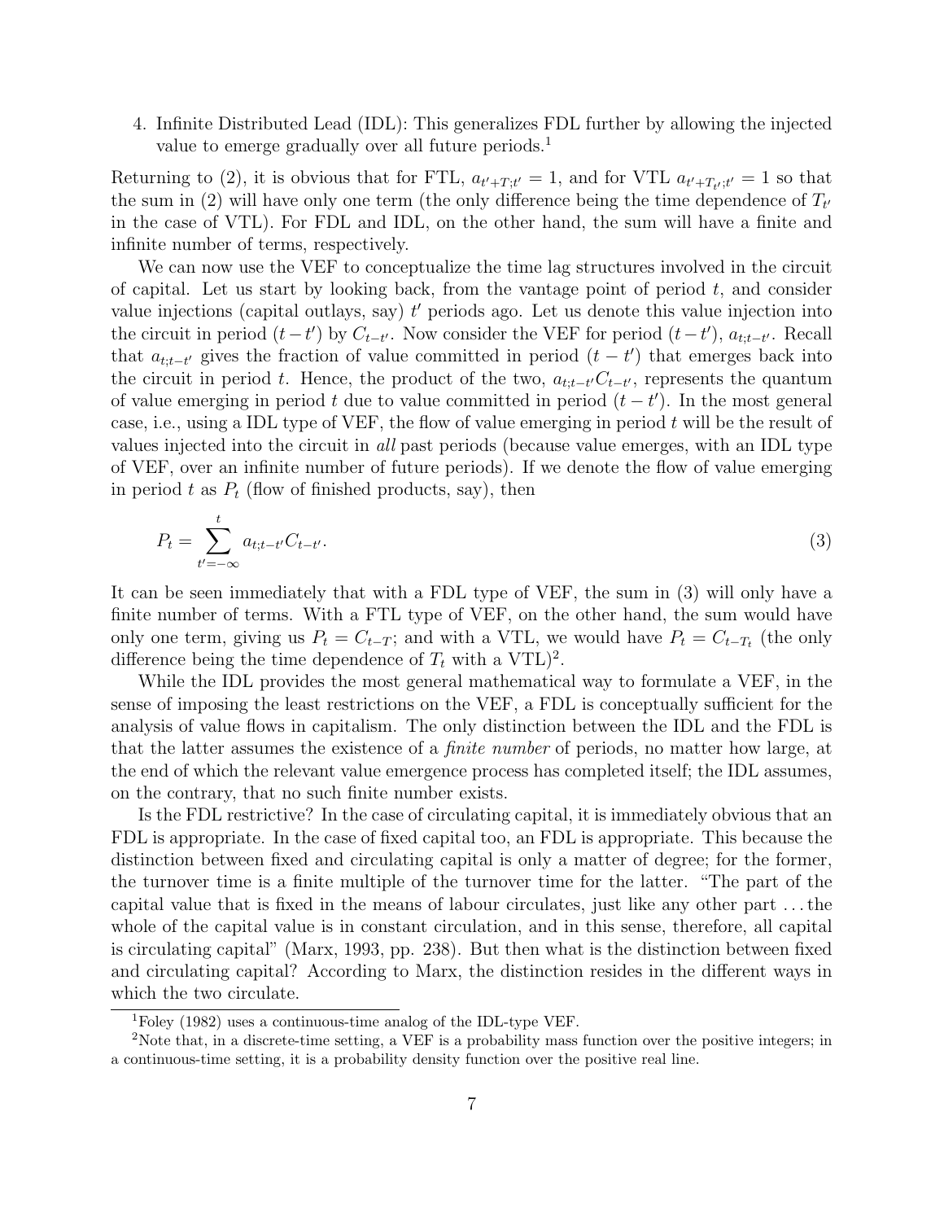4. Infinite Distributed Lead (IDL): This generalizes FDL further by allowing the injected value to emerge gradually over all future periods.[1]

Returning to (2), it is obvious that for FTL, $a_{t'+T;t'} = 1$, and for VTL $a_{t'+T_{t'};t'} = 1$ so that the sum in (2) will have only one term (the only difference being the time dependence of $T_{t'}$ in the case of VTL). For FDL and IDL, on the other hand, the sum will have a finite and infinite number of terms, respectively.

We can now use the VEF to conceptualize the time lag structures involved in the circuit of capital. Let us start by looking back, from the vantage point of period $t$, and consider value injections (capital outlays, say) $t'$ periods ago. Let us denote this value injection into the circuit in period $(t-t')$ by $C_{t-t'}$. Now consider the VEF for period $(t-t')$, $a_{t;t-t'}$. Recall that $a_{t;t-t'}$ gives the fraction of value committed in period $(t-t')$ that emerges back into the circuit in period $t$. Hence, the product of the two, $a_{t;t-t'}C_{t-t'}$, represents the quantum of value emerging in period $t$ due to value committed in period $(t-t')$. In the most general case, i.e., using a IDL type of VEF, the flow of value emerging in period $t$ will be the result of values injected into the circuit in *all* past periods (because value emerges, with an IDL type of VEF, over an infinite number of future periods). If we denote the flow of value emerging in period $t$ as $P_t$ (flow of finished products, say), then

$$P_t = \sum_{t'=-\infty}^{t} a_{t;t-t'}C_{t-t'}. \tag{3}$$

It can be seen immediately that with a FDL type of VEF, the sum in (3) will only have a finite number of terms. With a FTL type of VEF, on the other hand, the sum would have only one term, giving us $P_t = C_{t-T}$; and with a VTL, we would have $P_t = C_{t-T_t}$ (the only difference being the time dependence of $T_t$ with a VTL)[2].

While the IDL provides the most general mathematical way to formulate a VEF, in the sense of imposing the least restrictions on the VEF, a FDL is conceptually sufficient for the analysis of value flows in capitalism. The only distinction between the IDL and the FDL is that the latter assumes the existence of a *finite number* of periods, no matter how large, at the end of which the relevant value emergence process has completed itself; the IDL assumes, on the contrary, that no such finite number exists.

Is the FDL restrictive? In the case of circulating capital, it is immediately obvious that an FDL is appropriate. In the case of fixed capital too, an FDL is appropriate. This because the distinction between fixed and circulating capital is only a matter of degree; for the former, the turnover time is a finite multiple of the turnover time for the latter. "The part of the capital value that is fixed in the means of labour circulates, just like any other part ... the whole of the capital value is in constant circulation, and in this sense, therefore, all capital is circulating capital" (Marx, 1993, pp. 238). But then what is the distinction between fixed and circulating capital? According to Marx, the distinction resides in the different ways in which the two circulate.

[1] Foley (1982) uses a continuous-time analog of the IDL-type VEF.

[2] Note that, in a discrete-time setting, a VEF is a probability mass function over the positive integers; in a continuous-time setting, it is a probability density function over the positive real line.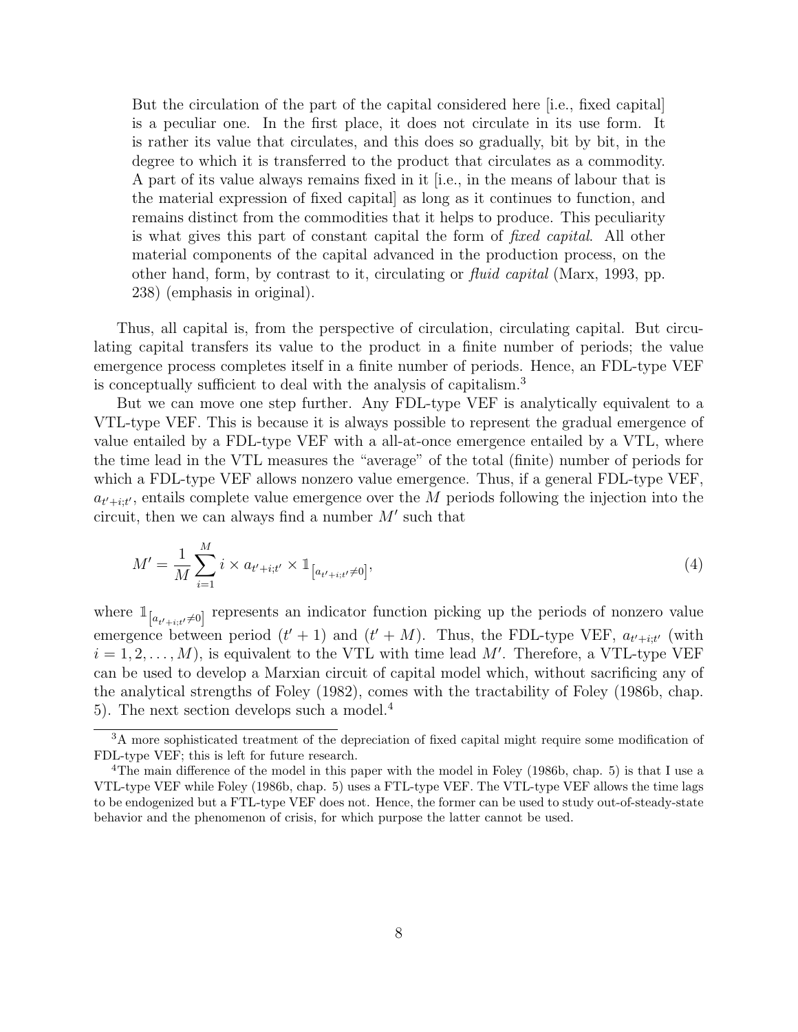> But the circulation of the part of the capital considered here [i.e., fixed capital] is a peculiar one. In the first place, it does not circulate in its use form. It is rather its value that circulates, and this does so gradually, bit by bit, in the degree to which it is transferred to the product that circulates as a commodity. A part of its value always remains fixed in it [i.e., in the means of labour that is the material expression of fixed capital] as long as it continues to function, and remains distinct from the commodities that it helps to produce. This peculiarity is what gives this part of constant capital the form of *fixed capital*. All other material components of the capital advanced in the production process, on the other hand, form, by contrast to it, circulating or *fluid capital* (Marx, 1993, pp. 238) (emphasis in original).

Thus, all capital is, from the perspective of circulation, circulating capital. But circulating capital transfers its value to the product in a finite number of periods; the value emergence process completes itself in a finite number of periods. Hence, an FDL-type VEF is conceptually sufficient to deal with the analysis of capitalism.[3]

But we can move one step further. Any FDL-type VEF is analytically equivalent to a VTL-type VEF. This is because it is always possible to represent the gradual emergence of value entailed by a FDL-type VEF with a all-at-once emergence entailed by a VTL, where the time lead in the VTL measures the "average" of the total (finite) number of periods for which a FDL-type VEF allows nonzero value emergence. Thus, if a general FDL-type VEF, $a_{t'+i;t'}$, entails complete value emergence over the $M$ periods following the injection into the circuit, then we can always find a number $M'$ such that

$$M' = \frac{1}{M} \sum_{i=1}^{M} i \times a_{t'+i;t'} \times \mathbb{1}_{\left[a_{t'+i;t'} \neq 0\right]}, \tag{4}$$

where $\mathbb{1}_{\left[a_{t'+i;t'} \neq 0\right]}$ represents an indicator function picking up the periods of nonzero value emergence between period $(t'+1)$ and $(t'+M)$. Thus, the FDL-type VEF, $a_{t'+i;t'}$ (with $i = 1, 2, \ldots, M$), is equivalent to the VTL with time lead $M'$. Therefore, a VTL-type VEF can be used to develop a Marxian circuit of capital model which, without sacrificing any of the analytical strengths of Foley (1982), comes with the tractability of Foley (1986b, chap. 5). The next section develops such a model.[4]

[3] A more sophisticated treatment of the depreciation of fixed capital might require some modification of FDL-type VEF; this is left for future research.

[4] The main difference of the model in this paper with the model in Foley (1986b, chap. 5) is that I use a VTL-type VEF while Foley (1986b, chap. 5) uses a FTL-type VEF. The VTL-type VEF allows the time lags to be endogenized but a FTL-type VEF does not. Hence, the former can be used to study out-of-steady-state behavior and the phenomenon of crisis, for which purpose the latter cannot be used.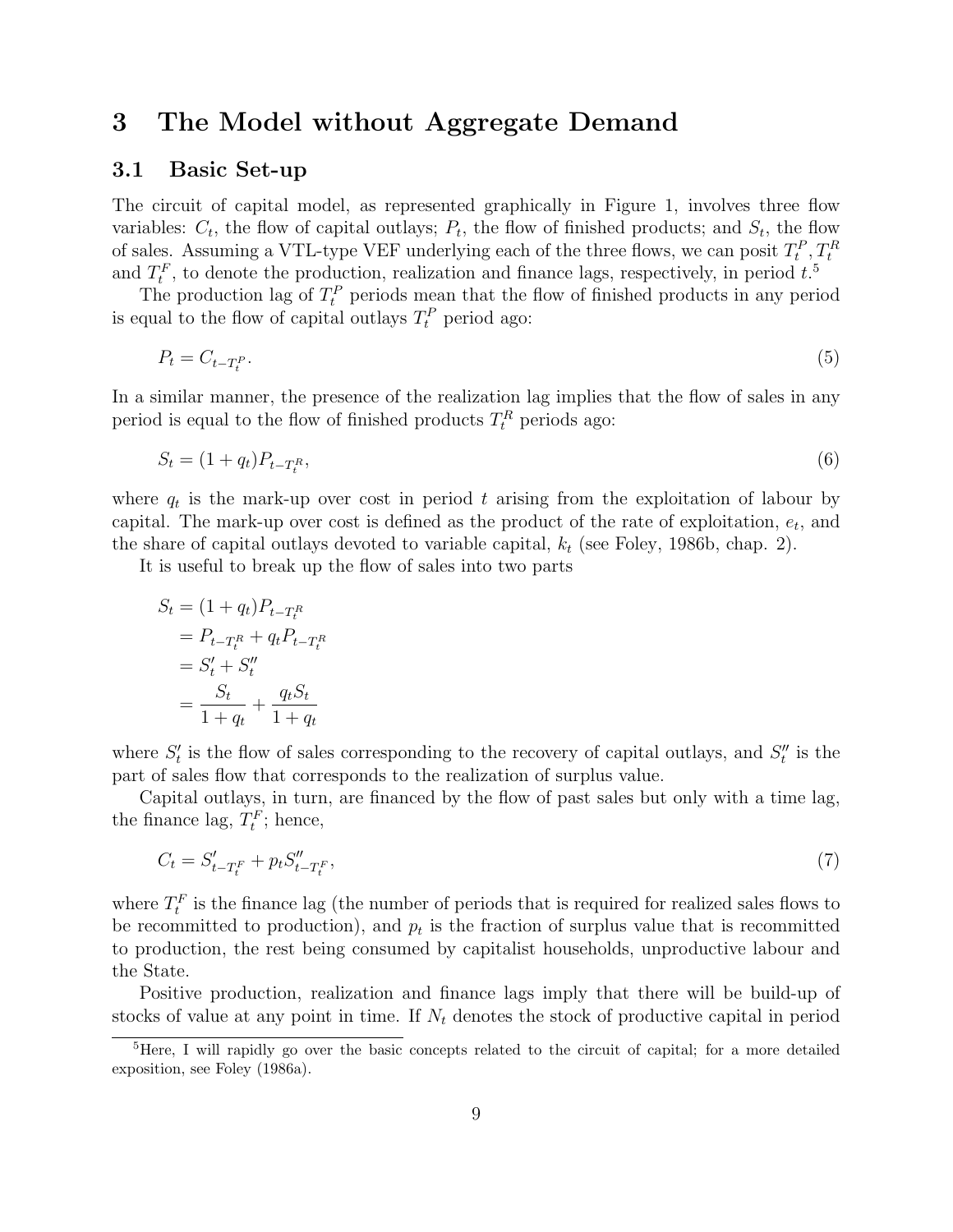# 3 The Model without Aggregate Demand

## 3.1 Basic Set-up

The circuit of capital model, as represented graphically in Figure 1, involves three flow variables: $C_t$, the flow of capital outlays; $P_t$, the flow of finished products; and $S_t$, the flow of sales. Assuming a VTL-type VEF underlying each of the three flows, we can posit $T_t^P, T_t^R$ and $T_t^F$, to denote the production, realization and finance lags, respectively, in period $t$.[5]

The production lag of $T_t^P$ periods mean that the flow of finished products in any period is equal to the flow of capital outlays $T_t^P$ period ago:

$$P_t = C_{t-T_t^P}. \tag{5}$$

In a similar manner, the presence of the realization lag implies that the flow of sales in any period is equal to the flow of finished products $T_t^R$ periods ago:

$$S_t = (1 + q_t)P_{t-T_t^R}, \tag{6}$$

where $q_t$ is the mark-up over cost in period $t$ arising from the exploitation of labour by capital. The mark-up over cost is defined as the product of the rate of exploitation, $e_t$, and the share of capital outlays devoted to variable capital, $k_t$ (see Foley, 1986b, chap. 2).

It is useful to break up the flow of sales into two parts

$$\begin{aligned}
S_t &= (1 + q_t)P_{t-T_t^R} \\
&= P_{t-T_t^R} + q_t P_{t-T_t^R} \\
&= S_t' + S_t'' \\
&= \frac{S_t}{1 + q_t} + \frac{q_t S_t}{1 + q_t}
\end{aligned}$$

where $S_t'$ is the flow of sales corresponding to the recovery of capital outlays, and $S_t''$ is the part of sales flow that corresponds to the realization of surplus value.

Capital outlays, in turn, are financed by the flow of past sales but only with a time lag, the finance lag, $T_t^F$; hence,

$$C_t = S'_{t-T_t^F} + p_t S''_{t-T_t^F}, \tag{7}$$

where $T_t^F$ is the finance lag (the number of periods that is required for realized sales flows to be recommitted to production), and $p_t$ is the fraction of surplus value that is recommitted to production, the rest being consumed by capitalist households, unproductive labour and the State.

Positive production, realization and finance lags imply that there will be build-up of stocks of value at any point in time. If $N_t$ denotes the stock of productive capital in period

[5] Here, I will rapidly go over the basic concepts related to the circuit of capital; for a more detailed exposition, see Foley (1986a).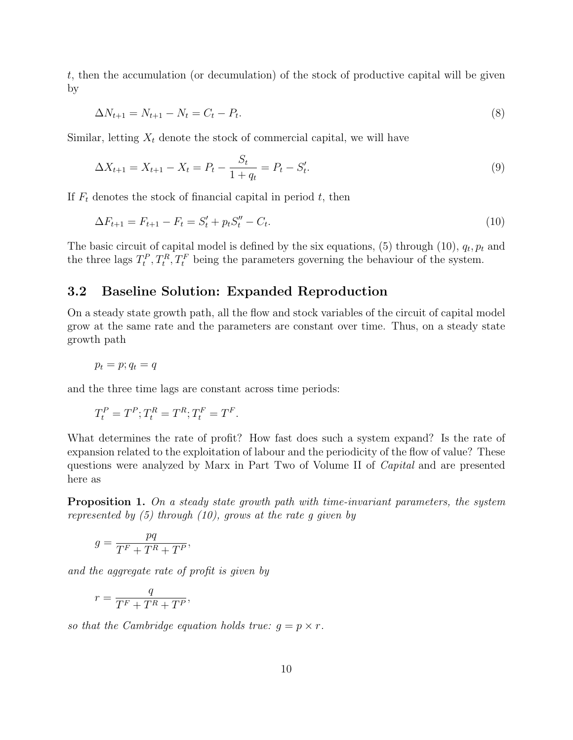$t$, then the accumulation (or decumulation) of the stock of productive capital will be given by

$$\Delta N_{t+1} = N_{t+1} - N_t = C_t - P_t. \tag{8}$$

Similar, letting $X_t$ denote the stock of commercial capital, we will have

$$\Delta X_{t+1} = X_{t+1} - X_t = P_t - \frac{S_t}{1+q_t} = P_t - S'_t. \tag{9}$$

If $F_t$ denotes the stock of financial capital in period $t$, then

$$\Delta F_{t+1} = F_{t+1} - F_t = S'_t + p_t S''_t - C_t. \tag{10}$$

The basic circuit of capital model is defined by the six equations, (5) through (10), $q_t, p_t$ and the three lags $T^P_t, T^R_t, T^F_t$ being the parameters governing the behaviour of the system.

## 3.2 Baseline Solution: Expanded Reproduction

On a steady state growth path, all the flow and stock variables of the circuit of capital model grow at the same rate and the parameters are constant over time. Thus, on a steady state growth path

$$p_t = p; q_t = q$$

and the three time lags are constant across time periods:

$$T^P_t = T^P; T^R_t = T^R; T^F_t = T^F.$$

What determines the rate of profit? How fast does such a system expand? Is the rate of expansion related to the exploitation of labour and the periodicity of the flow of value? These questions were analyzed by Marx in Part Two of Volume II of *Capital* and are presented here as

**Proposition 1.** *On a steady state growth path with time-invariant parameters, the system represented by (5) through (10), grows at the rate g given by*

$$g = \frac{pq}{T^F + T^R + T^P},$$

*and the aggregate rate of profit is given by*

$$r = \frac{q}{T^F + T^R + T^P},$$

*so that the Cambridge equation holds true: $g = p \times r$.*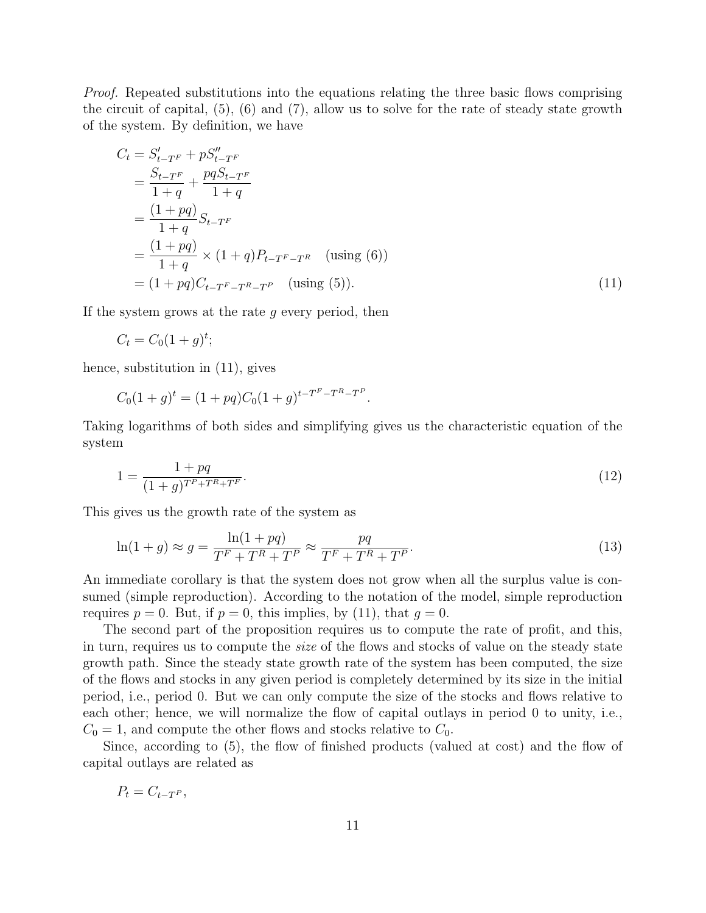*Proof.* Repeated substitutions into the equations relating the three basic flows comprising the circuit of capital, (5), (6) and (7), allow us to solve for the rate of steady state growth of the system. By definition, we have

$$
\begin{aligned}
C_t &= S'_{t-T^F} + pS''_{t-T^F} \\
&= \frac{S_{t-T^F}}{1+q} + \frac{pqS_{t-T^F}}{1+q} \\
&= \frac{(1+pq)}{1+q} S_{t-T^F} \\
&= \frac{(1+pq)}{1+q} \times (1+q)P_{t-T^F-T^R} \quad \text{(using (6))} \\
&= (1+pq)C_{t-T^F-T^R-T^P} \quad \text{(using (5))}. \qquad (11)
\end{aligned}
$$

If the system grows at the rate $g$ every period, then

$$C_t = C_0(1+g)^t;$$

hence, substitution in (11), gives

$$C_0(1+g)^t = (1+pq)C_0(1+g)^{t-T^F-T^R-T^P}.$$

Taking logarithms of both sides and simplifying gives us the characteristic equation of the system

$$1 = \frac{1+pq}{(1+g)^{T^P+T^R+T^F}}. \qquad (12)$$

This gives us the growth rate of the system as

$$\ln(1+g) \approx g = \frac{\ln(1+pq)}{T^F+T^R+T^P} \approx \frac{pq}{T^F+T^R+T^P}. \qquad (13)$$

An immediate corollary is that the system does not grow when all the surplus value is consumed (simple reproduction). According to the notation of the model, simple reproduction requires $p = 0$. But, if $p = 0$, this implies, by (11), that $g = 0$.

The second part of the proposition requires us to compute the rate of profit, and this, in turn, requires us to compute the *size* of the flows and stocks of value on the steady state growth path. Since the steady state growth rate of the system has been computed, the size of the flows and stocks in any given period is completely determined by its size in the initial period, i.e., period 0. But we can only compute the size of the stocks and flows relative to each other; hence, we will normalize the flow of capital outlays in period 0 to unity, i.e., $C_0 = 1$, and compute the other flows and stocks relative to $C_0$.

Since, according to (5), the flow of finished products (valued at cost) and the flow of capital outlays are related as

$$P_t = C_{t-T^P},$$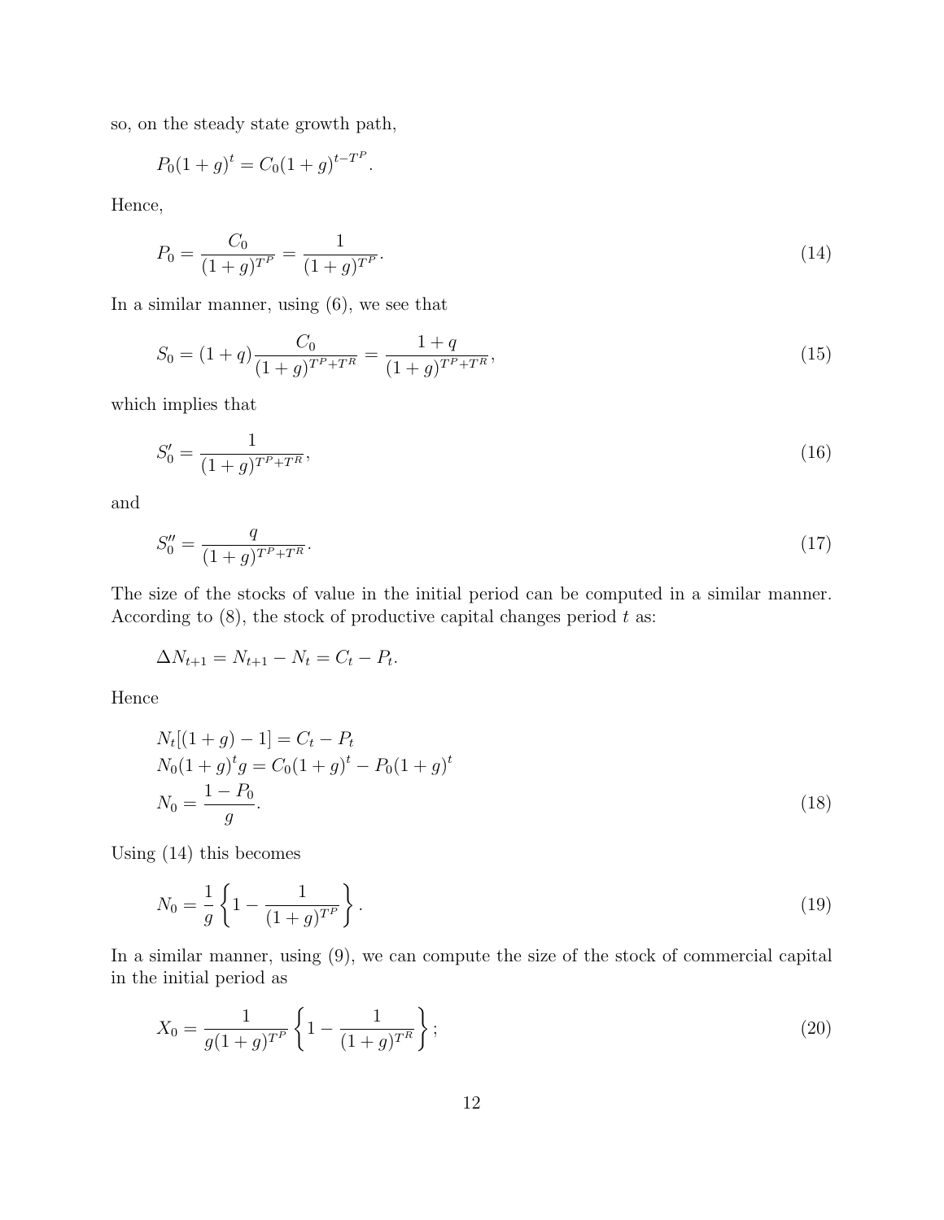so, on the steady state growth path,

$$P_0(1+g)^t = C_0(1+g)^{t-T^P}.$$

Hence,

$$P_0 = \frac{C_0}{(1+g)^{T^P}} = \frac{1}{(1+g)^{T^P}}. \tag{14}$$

In a similar manner, using (6), we see that

$$S_0 = (1+q)\frac{C_0}{(1+g)^{T^P+T^R}} = \frac{1+q}{(1+g)^{T^P+T^R}}, \tag{15}$$

which implies that

$$S_0' = \frac{1}{(1+g)^{T^P+T^R}}, \tag{16}$$

and

$$S_0'' = \frac{q}{(1+g)^{T^P+T^R}}. \tag{17}$$

The size of the stocks of value in the initial period can be computed in a similar manner. According to (8), the stock of productive capital changes period $t$ as:

$$\Delta N_{t+1} = N_{t+1} - N_t = C_t - P_t.$$

Hence

$$\begin{aligned}
N_t[(1+g)-1] &= C_t - P_t \\
N_0(1+g)^t g &= C_0(1+g)^t - P_0(1+g)^t \\
N_0 &= \frac{1-P_0}{g}.
\end{aligned} \tag{18}$$

Using (14) this becomes

$$N_0 = \frac{1}{g}\left\{1 - \frac{1}{(1+g)^{T^P}}\right\}. \tag{19}$$

In a similar manner, using (9), we can compute the size of the stock of commercial capital in the initial period as

$$X_0 = \frac{1}{g(1+g)^{T^P}}\left\{1 - \frac{1}{(1+g)^{T^R}}\right\}; \tag{20}$$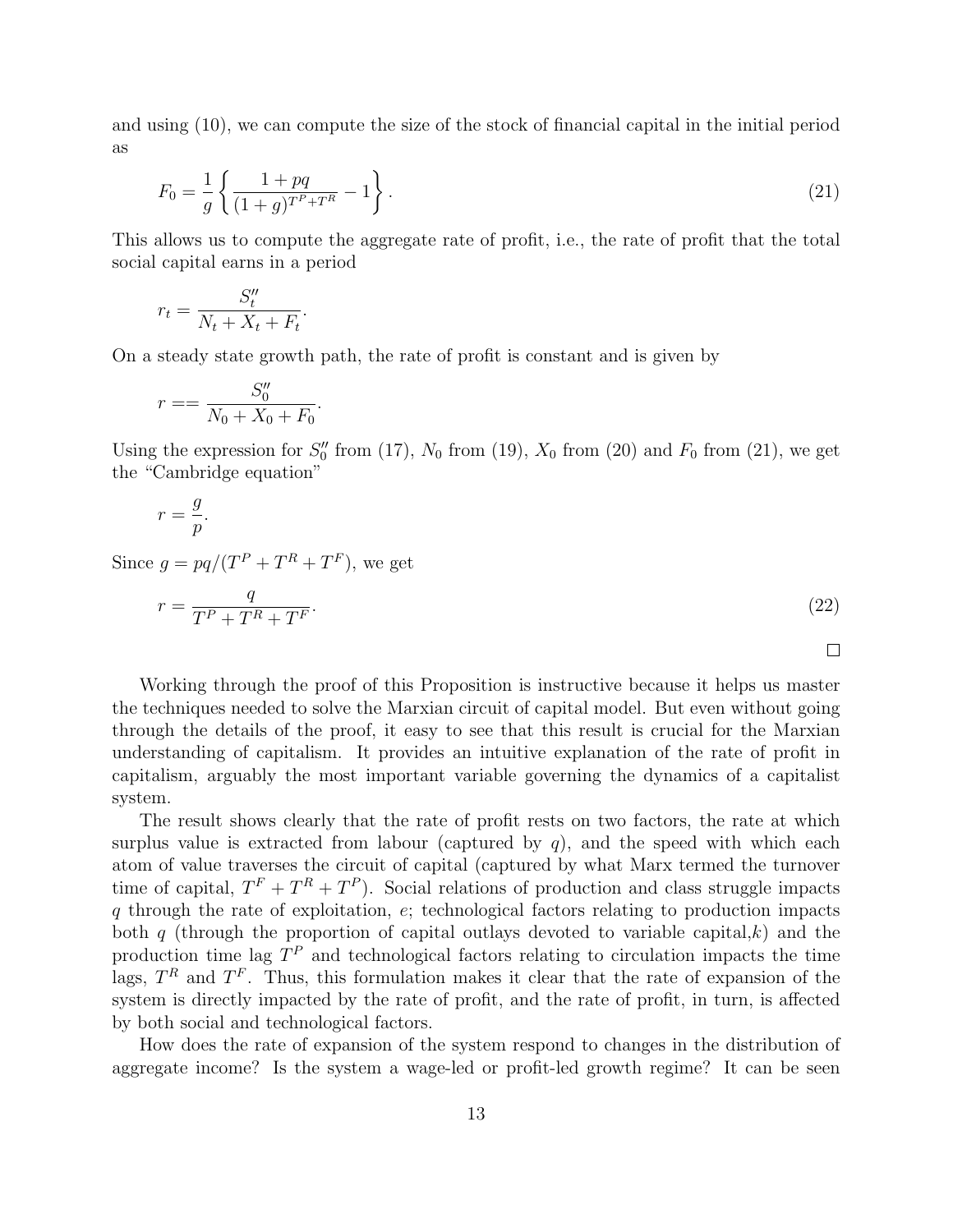and using (10), we can compute the size of the stock of financial capital in the initial period as

$$F_0 = \frac{1}{g} \left\{ \frac{1 + pq}{(1+g)^{T^P + T^R}} - 1 \right\}. \tag{21}$$

This allows us to compute the aggregate rate of profit, i.e., the rate of profit that the total social capital earns in a period

$$r_t = \frac{S_t''}{N_t + X_t + F_t}.$$

On a steady state growth path, the rate of profit is constant and is given by

$$r == \frac{S_0''}{N_0 + X_0 + F_0}.$$

Using the expression for $S_0''$ from (17), $N_0$ from (19), $X_0$ from (20) and $F_0$ from (21), we get the "Cambridge equation"

$$r = \frac{g}{p}.$$

Since $g = pq/(T^P + T^R + T^F)$, we get

$$r = \frac{q}{T^P + T^R + T^F}. \tag{22}$$

□

Working through the proof of this Proposition is instructive because it helps us master the techniques needed to solve the Marxian circuit of capital model. But even without going through the details of the proof, it easy to see that this result is crucial for the Marxian understanding of capitalism. It provides an intuitive explanation of the rate of profit in capitalism, arguably the most important variable governing the dynamics of a capitalist system.

The result shows clearly that the rate of profit rests on two factors, the rate at which surplus value is extracted from labour (captured by $q$), and the speed with which each atom of value traverses the circuit of capital (captured by what Marx termed the turnover time of capital, $T^F + T^R + T^P$). Social relations of production and class struggle impacts $q$ through the rate of exploitation, $e$; technological factors relating to production impacts both $q$ (through the proportion of capital outlays devoted to variable capital,$k$) and the production time lag $T^P$ and technological factors relating to circulation impacts the time lags, $T^R$ and $T^F$. Thus, this formulation makes it clear that the rate of expansion of the system is directly impacted by the rate of profit, and the rate of profit, in turn, is affected by both social and technological factors.

How does the rate of expansion of the system respond to changes in the distribution of aggregate income? Is the system a wage-led or profit-led growth regime? It can be seen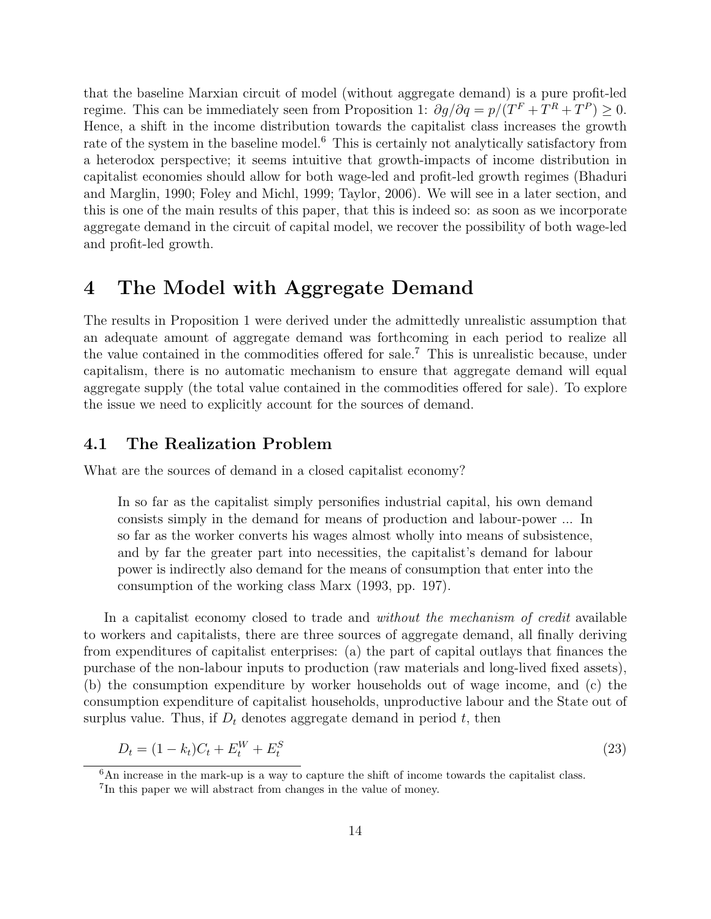that the baseline Marxian circuit of model (without aggregate demand) is a pure profit-led regime. This can be immediately seen from Proposition 1: $\partial g/\partial q = p/(T^F + T^R + T^P) \geq 0$. Hence, a shift in the income distribution towards the capitalist class increases the growth rate of the system in the baseline model.[6] This is certainly not analytically satisfactory from a heterodox perspective; it seems intuitive that growth-impacts of income distribution in capitalist economies should allow for both wage-led and profit-led growth regimes (Bhaduri and Marglin, 1990; Foley and Michl, 1999; Taylor, 2006). We will see in a later section, and this is one of the main results of this paper, that this is indeed so: as soon as we incorporate aggregate demand in the circuit of capital model, we recover the possibility of both wage-led and profit-led growth.

# 4 The Model with Aggregate Demand

The results in Proposition 1 were derived under the admittedly unrealistic assumption that an adequate amount of aggregate demand was forthcoming in each period to realize all the value contained in the commodities offered for sale.[7] This is unrealistic because, under capitalism, there is no automatic mechanism to ensure that aggregate demand will equal aggregate supply (the total value contained in the commodities offered for sale). To explore the issue we need to explicitly account for the sources of demand.

## 4.1 The Realization Problem

What are the sources of demand in a closed capitalist economy?

> In so far as the capitalist simply personifies industrial capital, his own demand consists simply in the demand for means of production and labour-power ... In so far as the worker converts his wages almost wholly into means of subsistence, and by far the greater part into necessities, the capitalist's demand for labour power is indirectly also demand for the means of consumption that enter into the consumption of the working class Marx (1993, pp. 197).

In a capitalist economy closed to trade and *without the mechanism of credit* available to workers and capitalists, there are three sources of aggregate demand, all finally deriving from expenditures of capitalist enterprises: (a) the part of capital outlays that finances the purchase of the non-labour inputs to production (raw materials and long-lived fixed assets), (b) the consumption expenditure by worker households out of wage income, and (c) the consumption expenditure of capitalist households, unproductive labour and the State out of surplus value. Thus, if $D_t$ denotes aggregate demand in period $t$, then

$$D_t = (1 - k_t)C_t + E_t^W + E_t^S \tag{23}$$

[6] An increase in the mark-up is a way to capture the shift of income towards the capitalist class.

[7] In this paper we will abstract from changes in the value of money.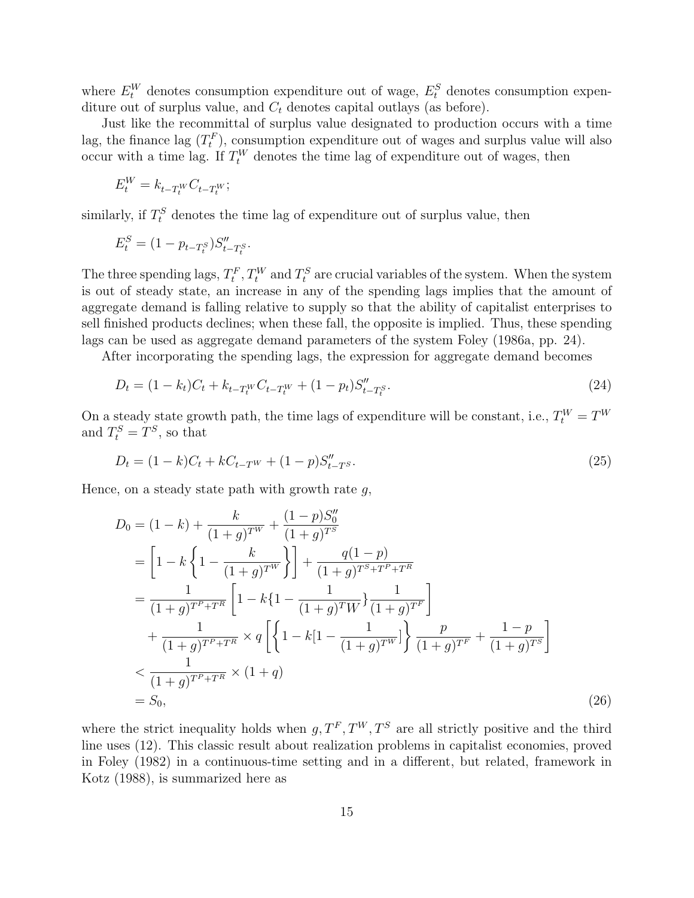where $E_t^W$ denotes consumption expenditure out of wage, $E_t^S$ denotes consumption expenditure out of surplus value, and $C_t$ denotes capital outlays (as before).

Just like the recommittal of surplus value designated to production occurs with a time lag, the finance lag ($T_t^F$), consumption expenditure out of wages and surplus value will also occur with a time lag. If $T_t^W$ denotes the time lag of expenditure out of wages, then

$$E_t^W = k_{t-T_t^W} C_{t-T_t^W};$$

similarly, if $T_t^S$ denotes the time lag of expenditure out of surplus value, then

$$E_t^S = (1 - p_{t-T_t^S}) S''_{t-T_t^S}.$$

The three spending lags, $T_t^F, T_t^W$ and $T_t^S$ are crucial variables of the system. When the system is out of steady state, an increase in any of the spending lags implies that the amount of aggregate demand is falling relative to supply so that the ability of capitalist enterprises to sell finished products declines; when these fall, the opposite is implied. Thus, these spending lags can be used as aggregate demand parameters of the system Foley (1986a, pp. 24).

After incorporating the spending lags, the expression for aggregate demand becomes

$$D_t = (1 - k_t) C_t + k_{t-T_t^W} C_{t-T_t^W} + (1 - p_t) S''_{t-T_t^S}. \tag{24}$$

On a steady state growth path, the time lags of expenditure will be constant, i.e., $T_t^W = T^W$ and $T_t^S = T^S$, so that

$$D_t = (1 - k) C_t + k C_{t-T^W} + (1 - p) S''_{t-T^S}. \tag{25}$$

Hence, on a steady state path with growth rate $g$,

$$\begin{aligned}
D_0 &= (1-k) + \frac{k}{(1+g)^{T^W}} + \frac{(1-p)S''_0}{(1+g)^{T^S}} \\
&= \left[1 - k\left\{1 - \frac{k}{(1+g)^{T^W}}\right\}\right] + \frac{q(1-p)}{(1+g)^{T^S+T^P+T^R}} \\
&= \frac{1}{(1+g)^{T^P+T^R}}\left[1 - k\{1 - \frac{1}{(1+g)^T W}\}\frac{1}{(1+g)^{T^F}}\right] \\
&\quad + \frac{1}{(1+g)^{T^P+T^R}} \times q\left[\left\{1 - k[1 - \frac{1}{(1+g)^{T^W}}]\right\}\frac{p}{(1+g)^{T^F}} + \frac{1-p}{(1+g)^{T^S}}\right] \\
&< \frac{1}{(1+g)^{T^P+T^R}} \times (1+q) \\
&= S_0,
\end{aligned} \tag{26}$$

where the strict inequality holds when $g, T^F, T^W, T^S$ are all strictly positive and the third line uses (12). This classic result about realization problems in capitalist economies, proved in Foley (1982) in a continuous-time setting and in a different, but related, framework in Kotz (1988), is summarized here as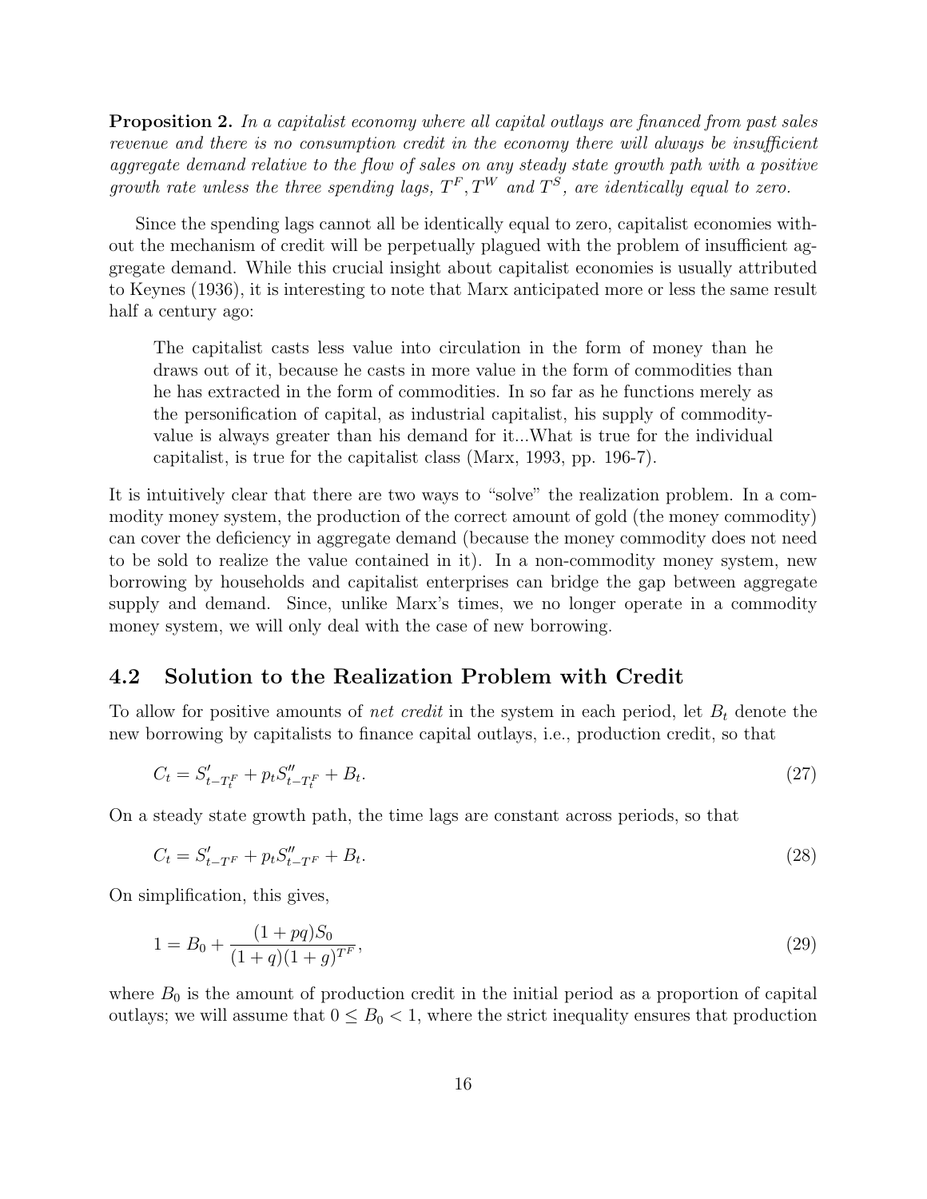**Proposition 2.** *In a capitalist economy where all capital outlays are financed from past sales revenue and there is no consumption credit in the economy there will always be insufficient aggregate demand relative to the flow of sales on any steady state growth path with a positive growth rate unless the three spending lags, $T^F, T^W$ and $T^S$, are identically equal to zero.*

Since the spending lags cannot all be identically equal to zero, capitalist economies without the mechanism of credit will be perpetually plagued with the problem of insufficient aggregate demand. While this crucial insight about capitalist economies is usually attributed to Keynes (1936), it is interesting to note that Marx anticipated more or less the same result half a century ago:

> The capitalist casts less value into circulation in the form of money than he draws out of it, because he casts in more value in the form of commodities than he has extracted in the form of commodities. In so far as he functions merely as the personification of capital, as industrial capitalist, his supply of commodity-value is always greater than his demand for it...What is true for the individual capitalist, is true for the capitalist class (Marx, 1993, pp. 196-7).

It is intuitively clear that there are two ways to "solve" the realization problem. In a commodity money system, the production of the correct amount of gold (the money commodity) can cover the deficiency in aggregate demand (because the money commodity does not need to be sold to realize the value contained in it). In a non-commodity money system, new borrowing by households and capitalist enterprises can bridge the gap between aggregate supply and demand. Since, unlike Marx's times, we no longer operate in a commodity money system, we will only deal with the case of new borrowing.

## 4.2 Solution to the Realization Problem with Credit

To allow for positive amounts of *net credit* in the system in each period, let $B_t$ denote the new borrowing by capitalists to finance capital outlays, i.e., production credit, so that

$$C_t = S'_{t-T_t^F} + p_t S''_{t-T_t^F} + B_t. \tag{27}$$

On a steady state growth path, the time lags are constant across periods, so that

$$C_t = S'_{t-T^F} + p_t S''_{t-T^F} + B_t. \tag{28}$$

On simplification, this gives,

$$1 = B_0 + \frac{(1+pq)S_0}{(1+q)(1+g)^{T^F}}, \tag{29}$$

where $B_0$ is the amount of production credit in the initial period as a proportion of capital outlays; we will assume that $0 \leq B_0 < 1$, where the strict inequality ensures that production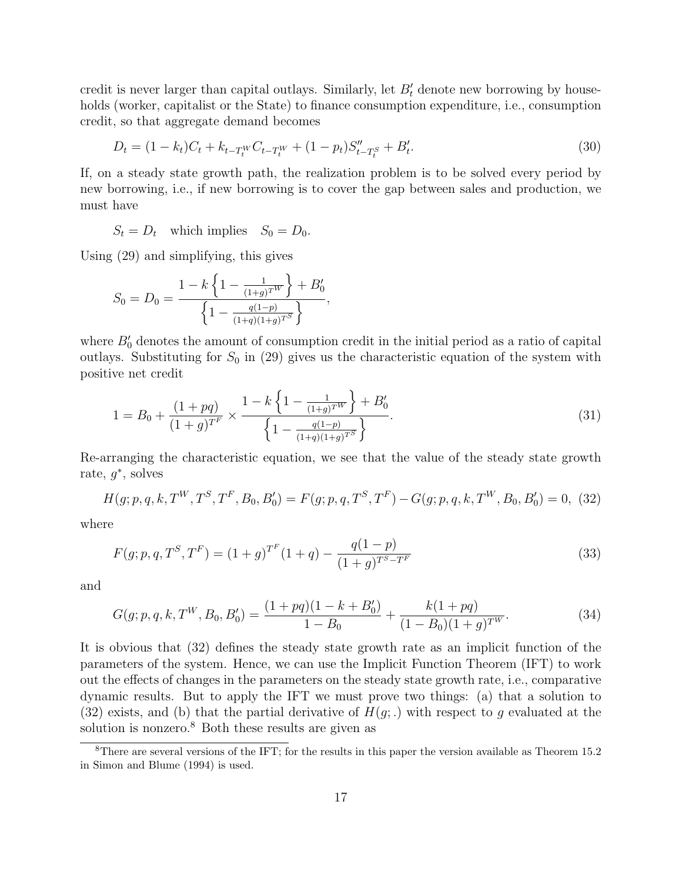credit is never larger than capital outlays. Similarly, let $B'_t$ denote new borrowing by households (worker, capitalist or the State) to finance consumption expenditure, i.e., consumption credit, so that aggregate demand becomes

$$D_t = (1 - k_t)C_t + k_{t-T_t^W} C_{t-T_t^W} + (1 - p_t)S''_{t-T_t^S} + B'_t. \tag{30}$$

If, on a steady state growth path, the realization problem is to be solved every period by new borrowing, i.e., if new borrowing is to cover the gap between sales and production, we must have

$$S_t = D_t \quad \text{which implies} \quad S_0 = D_0.$$

Using (29) and simplifying, this gives

$$S_0 = D_0 = \frac{1 - k\left\{1 - \frac{1}{(1+g)^{T^W}}\right\} + B'_0}{\left\{1 - \frac{q(1-p)}{(1+q)(1+g)^{T^S}}\right\}},$$

where $B'_0$ denotes the amount of consumption credit in the initial period as a ratio of capital outlays. Substituting for $S_0$ in (29) gives us the characteristic equation of the system with positive net credit

$$1 = B_0 + \frac{(1+pq)}{(1+g)^{T^F}} \times \frac{1 - k\left\{1 - \frac{1}{(1+g)^{T^W}}\right\} + B'_0}{\left\{1 - \frac{q(1-p)}{(1+q)(1+g)^{T^S}}\right\}}. \tag{31}$$

Re-arranging the characteristic equation, we see that the value of the steady state growth rate, $g^*$, solves

$$H(g; p, q, k, T^W, T^S, T^F, B_0, B'_0) = F(g; p, q, T^S, T^F) - G(g; p, q, k, T^W, B_0, B'_0) = 0, \tag{32}$$

where

$$F(g; p, q, T^S, T^F) = (1+g)^{T^F}(1+q) - \frac{q(1-p)}{(1+g)^{T^S - T^F}} \tag{33}$$

and

$$G(g; p, q, k, T^W, B_0, B'_0) = \frac{(1+pq)(1-k+B'_0)}{1-B_0} + \frac{k(1+pq)}{(1-B_0)(1+g)^{T^W}}. \tag{34}$$

It is obvious that (32) defines the steady state growth rate as an implicit function of the parameters of the system. Hence, we can use the Implicit Function Theorem (IFT) to work out the effects of changes in the parameters on the steady state growth rate, i.e., comparative dynamic results. But to apply the IFT we must prove two things: (a) that a solution to (32) exists, and (b) that the partial derivative of $H(g; .)$ with respect to $g$ evaluated at the solution is nonzero.[8] Both these results are given as

[8] There are several versions of the IFT; for the results in this paper the version available as Theorem 15.2 in Simon and Blume (1994) is used.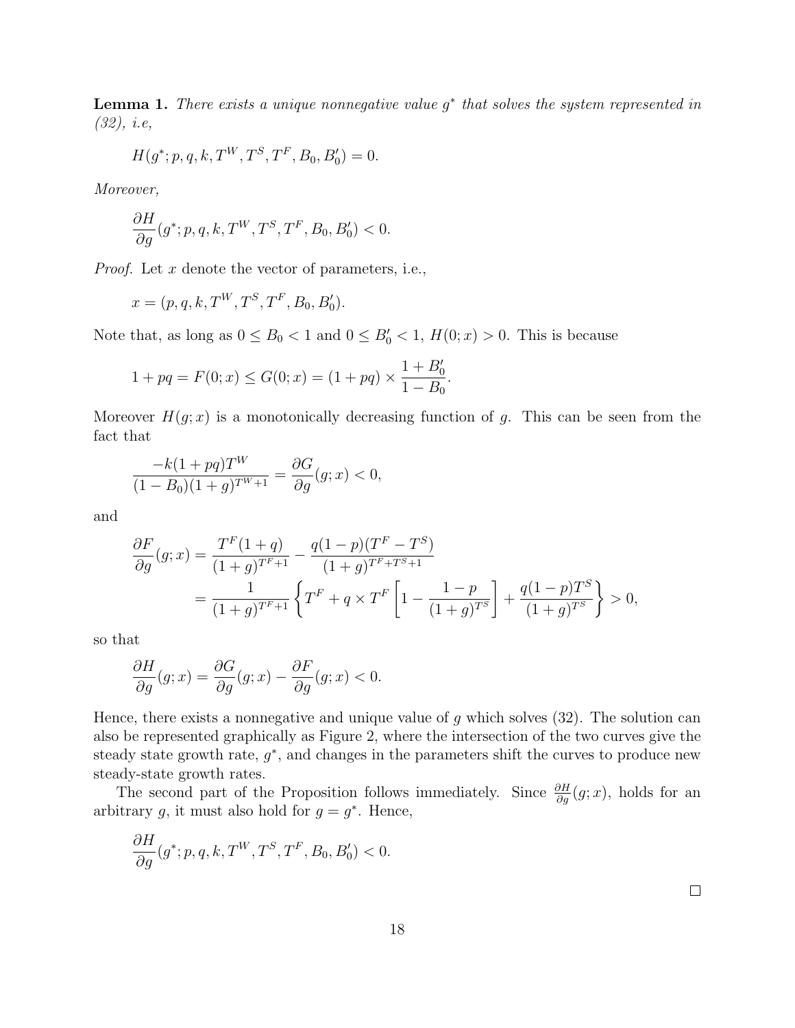**Lemma 1.** *There exists a unique nonnegative value $g^*$ that solves the system represented in (32), i.e,*

$$H(g^*; p, q, k, T^W, T^S, T^F, B_0, B_0') = 0.$$

*Moreover,*

$$\frac{\partial H}{\partial g}(g^*; p, q, k, T^W, T^S, T^F, B_0, B_0') < 0.$$

*Proof.* Let $x$ denote the vector of parameters, i.e.,

$$x = (p, q, k, T^W, T^S, T^F, B_0, B_0').$$

Note that, as long as $0 \leq B_0 < 1$ and $0 \leq B_0' < 1$, $H(0; x) > 0$. This is because

$$1 + pq = F(0; x) \leq G(0; x) = (1 + pq) \times \frac{1 + B_0'}{1 - B_0}.$$

Moreover $H(g; x)$ is a monotonically decreasing function of $g$. This can be seen from the fact that

$$\frac{-k(1 + pq)T^W}{(1 - B_0)(1 + g)^{T^W+1}} = \frac{\partial G}{\partial g}(g; x) < 0,$$

and

$$\begin{aligned}
\frac{\partial F}{\partial g}(g; x) &= \frac{T^F(1 + q)}{(1 + g)^{T^F+1}} - \frac{q(1 - p)(T^F - T^S)}{(1 + g)^{T^F+T^S+1}} \\
&= \frac{1}{(1 + g)^{T^F+1}} \left\{ T^F + q \times T^F \left[ 1 - \frac{1 - p}{(1 + g)^{T^S}} \right] + \frac{q(1 - p)T^S}{(1 + g)^{T^S}} \right\} > 0,
\end{aligned}$$

so that

$$\frac{\partial H}{\partial g}(g; x) = \frac{\partial G}{\partial g}(g; x) - \frac{\partial F}{\partial g}(g; x) < 0.$$

Hence, there exists a nonnegative and unique value of $g$ which solves (32). The solution can also be represented graphically as Figure 2, where the intersection of the two curves give the steady state growth rate, $g^*$, and changes in the parameters shift the curves to produce new steady-state growth rates.

The second part of the Proposition follows immediately. Since $\frac{\partial H}{\partial g}(g; x)$, holds for an arbitrary $g$, it must also hold for $g = g^*$. Hence,

$$\frac{\partial H}{\partial g}(g^*; p, q, k, T^W, T^S, T^F, B_0, B_0') < 0.$$

□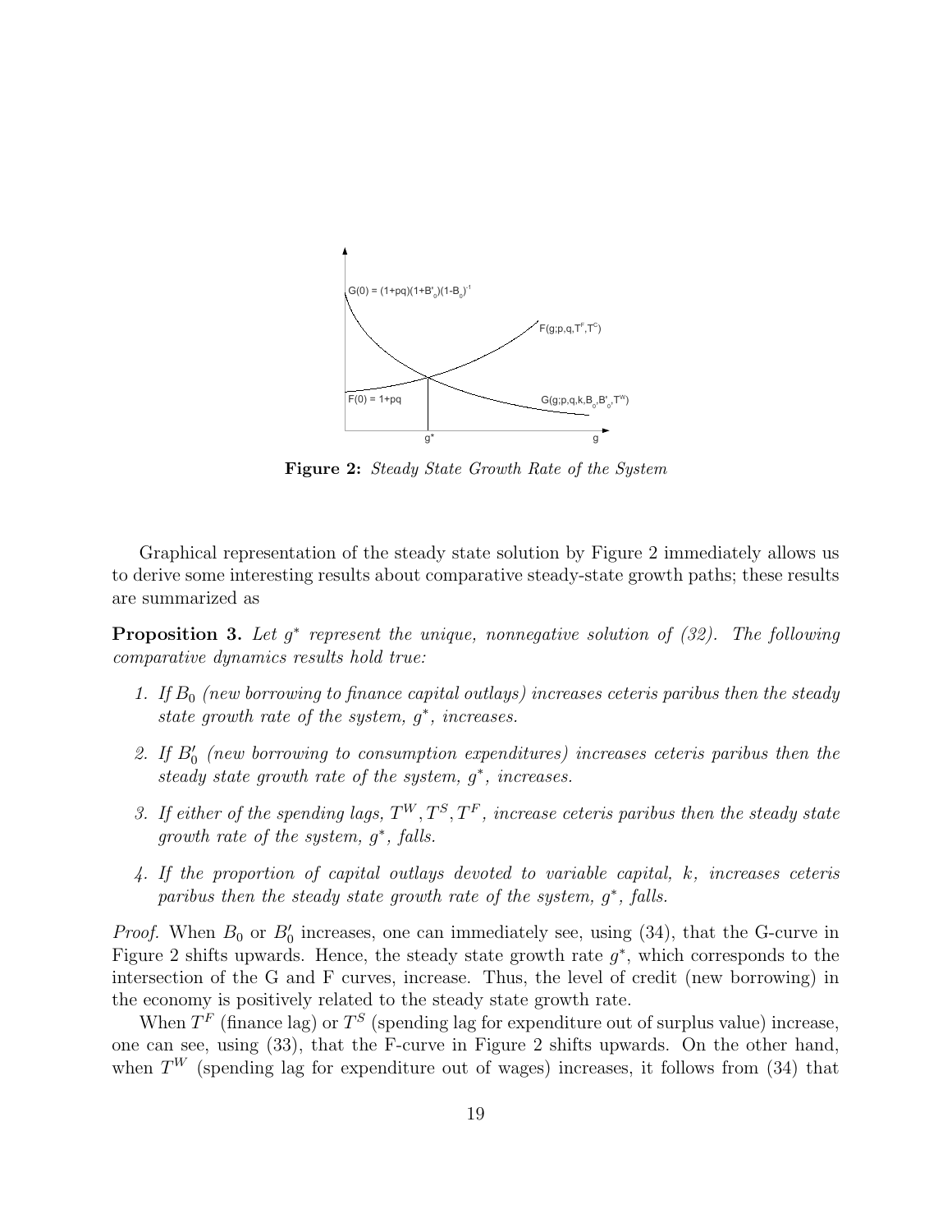G(0) = (1+pq)(1+B'$_0$)(1-B$_0$)$^{-1}$

F(g;p,q,T$^F$,T$^C$)

F(0) = 1+pq

G(g;p,q,k,B$_0$,B'$_0$,T$^W$)

g*

g

**Figure 2:** *Steady State Growth Rate of the System*

Graphical representation of the steady state solution by Figure 2 immediately allows us to derive some interesting results about comparative steady-state growth paths; these results are summarized as

**Proposition 3.** *Let $g^*$ represent the unique, nonnegative solution of (32). The following comparative dynamics results hold true:*

1. *If $B_0$ (new borrowing to finance capital outlays) increases ceteris paribus then the steady state growth rate of the system, $g^*$, increases.*
2. *If $B'_0$ (new borrowing to consumption expenditures) increases ceteris paribus then the steady state growth rate of the system, $g^*$, increases.*
3. *If either of the spending lags, $T^W, T^S, T^F$, increase ceteris paribus then the steady state growth rate of the system, $g^*$, falls.*
4. *If the proportion of capital outlays devoted to variable capital, $k$, increases ceteris paribus then the steady state growth rate of the system, $g^*$, falls.*

*Proof.* When $B_0$ or $B'_0$ increases, one can immediately see, using (34), that the G-curve in Figure 2 shifts upwards. Hence, the steady state growth rate $g^*$, which corresponds to the intersection of the G and F curves, increase. Thus, the level of credit (new borrowing) in the economy is positively related to the steady state growth rate.

When $T^F$ (finance lag) or $T^S$ (spending lag for expenditure out of surplus value) increase, one can see, using (33), that the F-curve in Figure 2 shifts upwards. On the other hand, when $T^W$ (spending lag for expenditure out of wages) increases, it follows from (34) that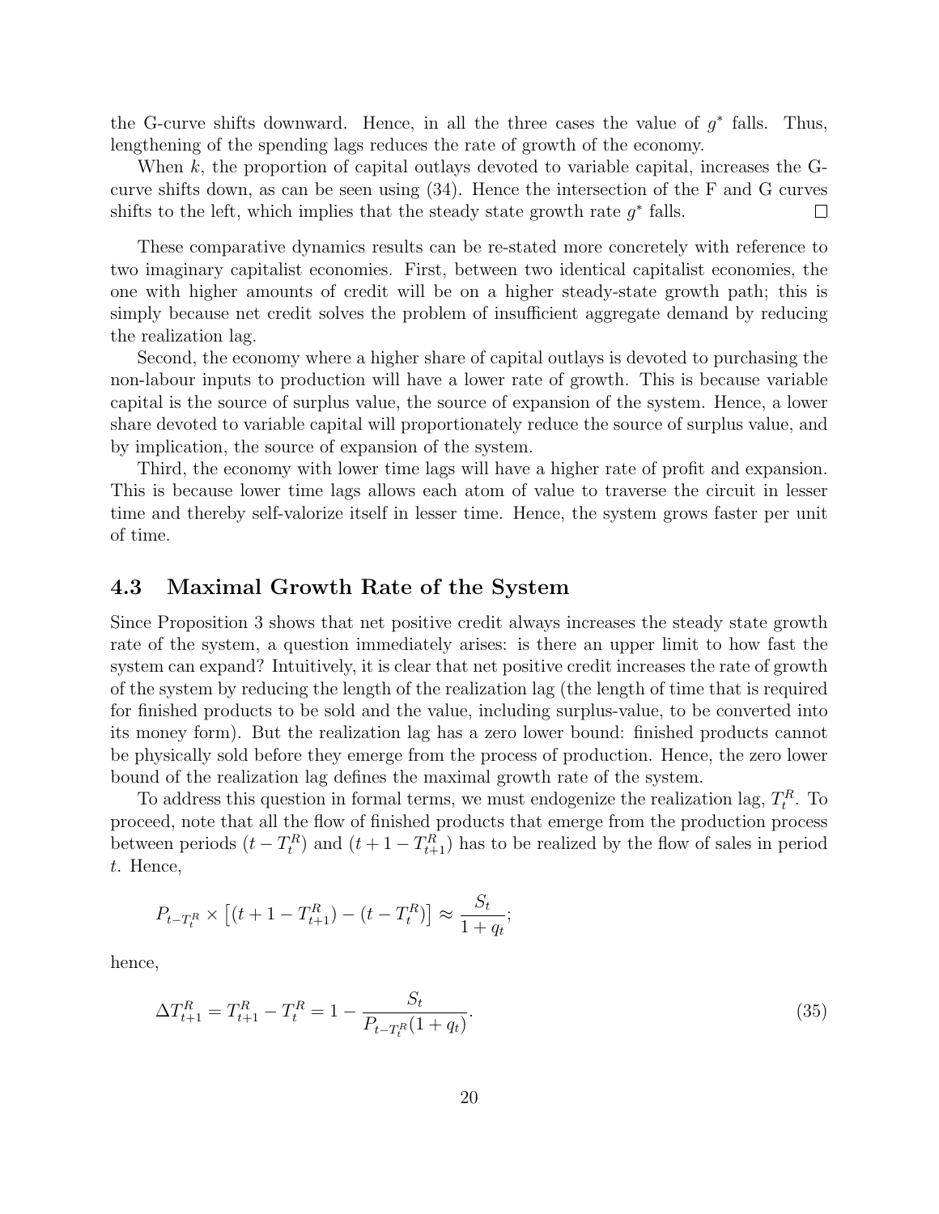the G-curve shifts downward. Hence, in all the three cases the value of $g^*$ falls. Thus, lengthening of the spending lags reduces the rate of growth of the economy.

When $k$, the proportion of capital outlays devoted to variable capital, increases the G-curve shifts down, as can be seen using (34). Hence the intersection of the F and G curves shifts to the left, which implies that the steady state growth rate $g^*$ falls. □

These comparative dynamics results can be re-stated more concretely with reference to two imaginary capitalist economies. First, between two identical capitalist economies, the one with higher amounts of credit will be on a higher steady-state growth path; this is simply because net credit solves the problem of insufficient aggregate demand by reducing the realization lag.

Second, the economy where a higher share of capital outlays is devoted to purchasing the non-labour inputs to production will have a lower rate of growth. This is because variable capital is the source of surplus value, the source of expansion of the system. Hence, a lower share devoted to variable capital will proportionately reduce the source of surplus value, and by implication, the source of expansion of the system.

Third, the economy with lower time lags will have a higher rate of profit and expansion. This is because lower time lags allows each atom of value to traverse the circuit in lesser time and thereby self-valorize itself in lesser time. Hence, the system grows faster per unit of time.

### 4.3 Maximal Growth Rate of the System

Since Proposition 3 shows that net positive credit always increases the steady state growth rate of the system, a question immediately arises: is there an upper limit to how fast the system can expand? Intuitively, it is clear that net positive credit increases the rate of growth of the system by reducing the length of the realization lag (the length of time that is required for finished products to be sold and the value, including surplus-value, to be converted into its money form). But the realization lag has a zero lower bound: finished products cannot be physically sold before they emerge from the process of production. Hence, the zero lower bound of the realization lag defines the maximal growth rate of the system.

To address this question in formal terms, we must endogenize the realization lag, $T_t^R$. To proceed, note that all the flow of finished products that emerge from the production process between periods $(t - T_t^R)$ and $(t + 1 - T_{t+1}^R)$ has to be realized by the flow of sales in period $t$. Hence,

$$P_{t-T_t^R} \times \left[ (t + 1 - T_{t+1}^R) - (t - T_t^R) \right] \approx \frac{S_t}{1 + q_t};$$

hence,

$$\Delta T_{t+1}^R = T_{t+1}^R - T_t^R = 1 - \frac{S_t}{P_{t-T_t^R}(1 + q_t)}. \tag{35}$$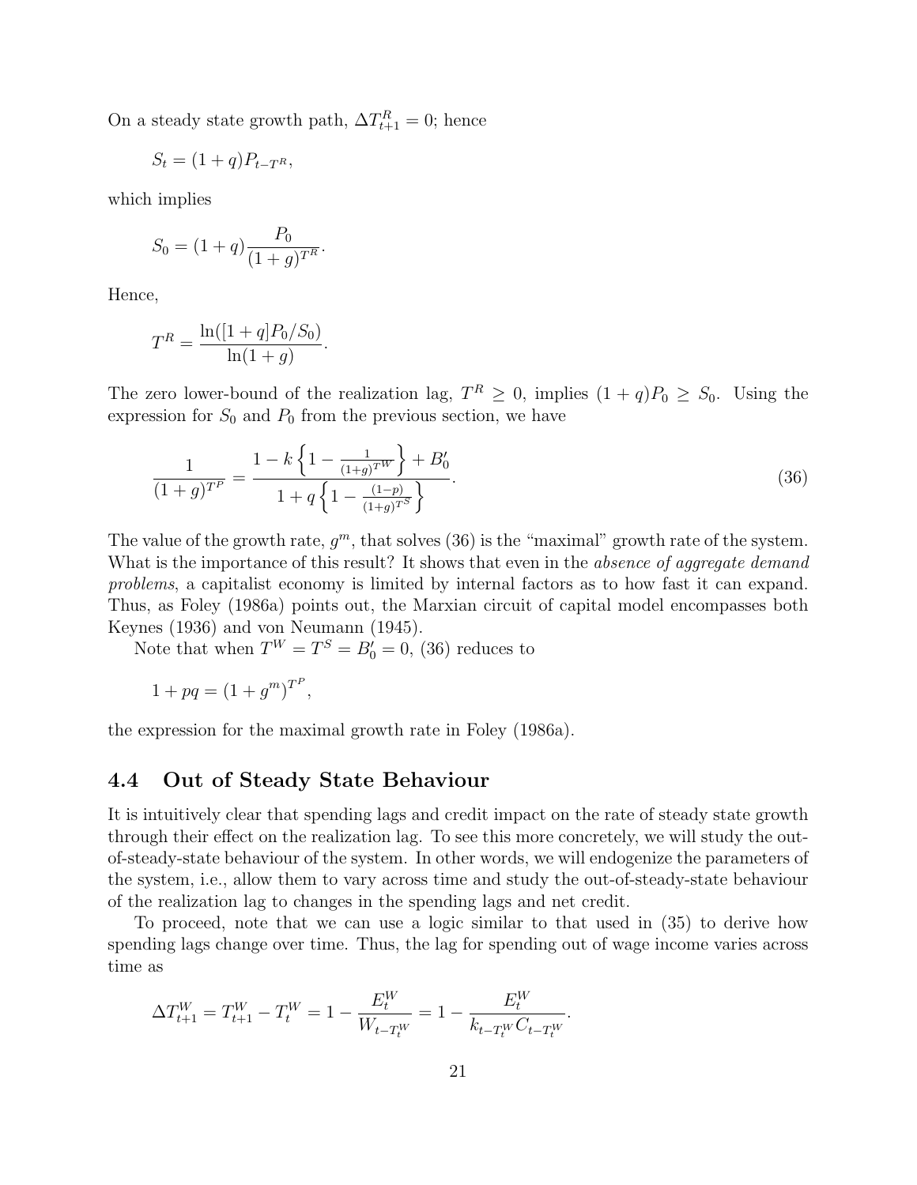On a steady state growth path, $\Delta T^R_{t+1} = 0$; hence

$$S_t = (1+q)P_{t-T^R},$$

which implies

$$S_0 = (1+q)\frac{P_0}{(1+g)^{T^R}}.$$

Hence,

$$T^R = \frac{\ln([1+q]P_0/S_0)}{\ln(1+g)}.$$

The zero lower-bound of the realization lag, $T^R \geq 0$, implies $(1+q)P_0 \geq S_0$. Using the expression for $S_0$ and $P_0$ from the previous section, we have

$$\frac{1}{(1+g)^{T^P}} = \frac{1 - k\left\{1 - \frac{1}{(1+g)^{T^W}}\right\} + B'_0}{1 + q\left\{1 - \frac{(1-p)}{(1+g)^{T^S}}\right\}}. \tag{36}$$

The value of the growth rate, $g^m$, that solves (36) is the "maximal" growth rate of the system. What is the importance of this result? It shows that even in the *absence of aggregate demand problems*, a capitalist economy is limited by internal factors as to how fast it can expand. Thus, as Foley (1986a) points out, the Marxian circuit of capital model encompasses both Keynes (1936) and von Neumann (1945).

Note that when $T^W = T^S = B'_0 = 0$, (36) reduces to

$$1 + pq = (1+g^m)^{T^P},$$

the expression for the maximal growth rate in Foley (1986a).

## 4.4 Out of Steady State Behaviour

It is intuitively clear that spending lags and credit impact on the rate of steady state growth through their effect on the realization lag. To see this more concretely, we will study the out-of-steady-state behaviour of the system. In other words, we will endogenize the parameters of the system, i.e., allow them to vary across time and study the out-of-steady-state behaviour of the realization lag to changes in the spending lags and net credit.

To proceed, note that we can use a logic similar to that used in (35) to derive how spending lags change over time. Thus, the lag for spending out of wage income varies across time as

$$\Delta T^W_{t+1} = T^W_{t+1} - T^W_t = 1 - \frac{E^W_t}{W_{t-T^W_t}} = 1 - \frac{E^W_t}{k_{t-T^W_t} C_{t-T^W_t}}.$$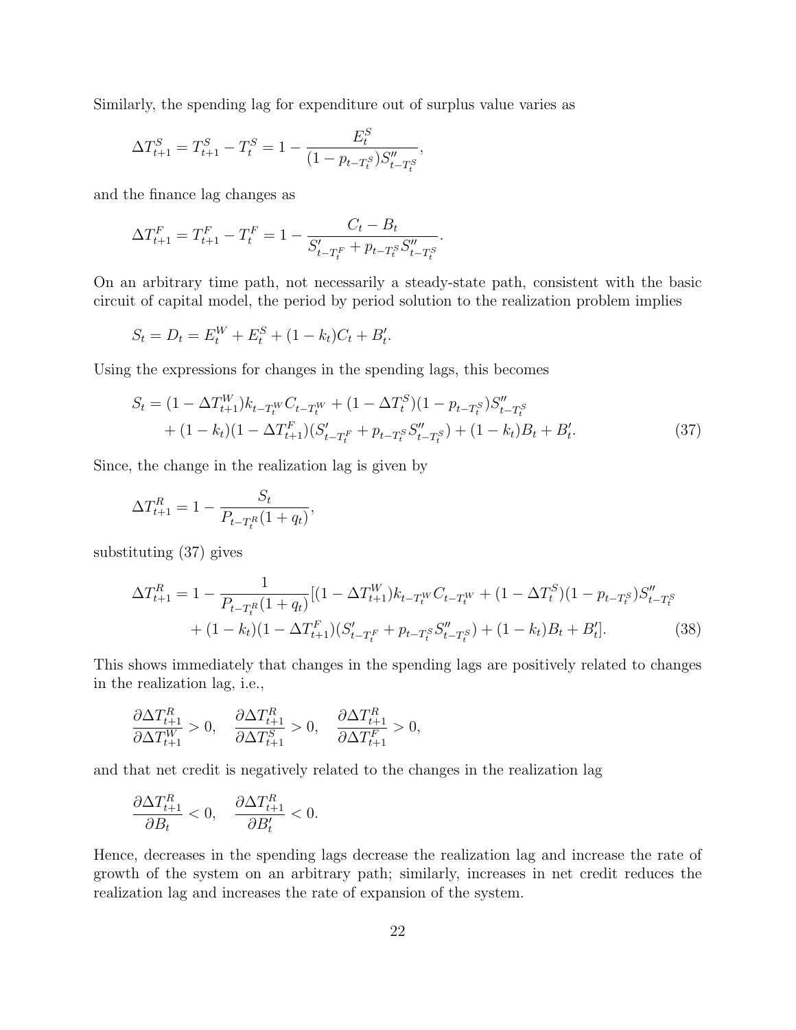Similarly, the spending lag for expenditure out of surplus value varies as

$$\Delta T^S_{t+1} = T^S_{t+1} - T^S_t = 1 - \frac{E^S_t}{(1 - p_{t-T^S_t})S''_{t-T^S_t}},$$

and the finance lag changes as

$$\Delta T^F_{t+1} = T^F_{t+1} - T^F_t = 1 - \frac{C_t - B_t}{S'_{t-T^F_t} + p_{t-T^S_t} S''_{t-T^S_t}}.$$

On an arbitrary time path, not necessarily a steady-state path, consistent with the basic circuit of capital model, the period by period solution to the realization problem implies

$$S_t = D_t = E^W_t + E^S_t + (1 - k_t)C_t + B'_t.$$

Using the expressions for changes in the spending lags, this becomes

$$\begin{aligned} S_t = (1 - \Delta T^W_{t+1})k_{t-T^W_t} C_{t-T^W_t} + (1 - \Delta T^S_t)(1 - p_{t-T^S_t})S''_{t-T^S_t} \\ + (1 - k_t)(1 - \Delta T^F_{t+1})(S'_{t-T^F_t} + p_{t-T^S_t} S''_{t-T^S_t}) + (1 - k_t)B_t + B'_t. \end{aligned} \tag{37}$$

Since, the change in the realization lag is given by

$$\Delta T^R_{t+1} = 1 - \frac{S_t}{P_{t-T^R_t}(1 + q_t)},$$

substituting (37) gives

$$\begin{aligned} \Delta T^R_{t+1} = 1 - \frac{1}{P_{t-T^R_t}(1 + q_t)}[(1 - \Delta T^W_{t+1})k_{t-T^W_t} C_{t-T^W_t} + (1 - \Delta T^S_t)(1 - p_{t-T^S_t})S''_{t-T^S_t} \\ + (1 - k_t)(1 - \Delta T^F_{t+1})(S'_{t-T^F_t} + p_{t-T^S_t} S''_{t-T^S_t}) + (1 - k_t)B_t + B'_t]. \end{aligned} \tag{38}$$

This shows immediately that changes in the spending lags are positively related to changes in the realization lag, i.e.,

$$\frac{\partial \Delta T^R_{t+1}}{\partial \Delta T^W_{t+1}} > 0, \quad \frac{\partial \Delta T^R_{t+1}}{\partial \Delta T^S_{t+1}} > 0, \quad \frac{\partial \Delta T^R_{t+1}}{\partial \Delta T^F_{t+1}} > 0,$$

and that net credit is negatively related to the changes in the realization lag

$$\frac{\partial \Delta T^R_{t+1}}{\partial B_t} < 0, \quad \frac{\partial \Delta T^R_{t+1}}{\partial B'_t} < 0.$$

Hence, decreases in the spending lags decrease the realization lag and increase the rate of growth of the system on an arbitrary path; similarly, increases in net credit reduces the realization lag and increases the rate of expansion of the system.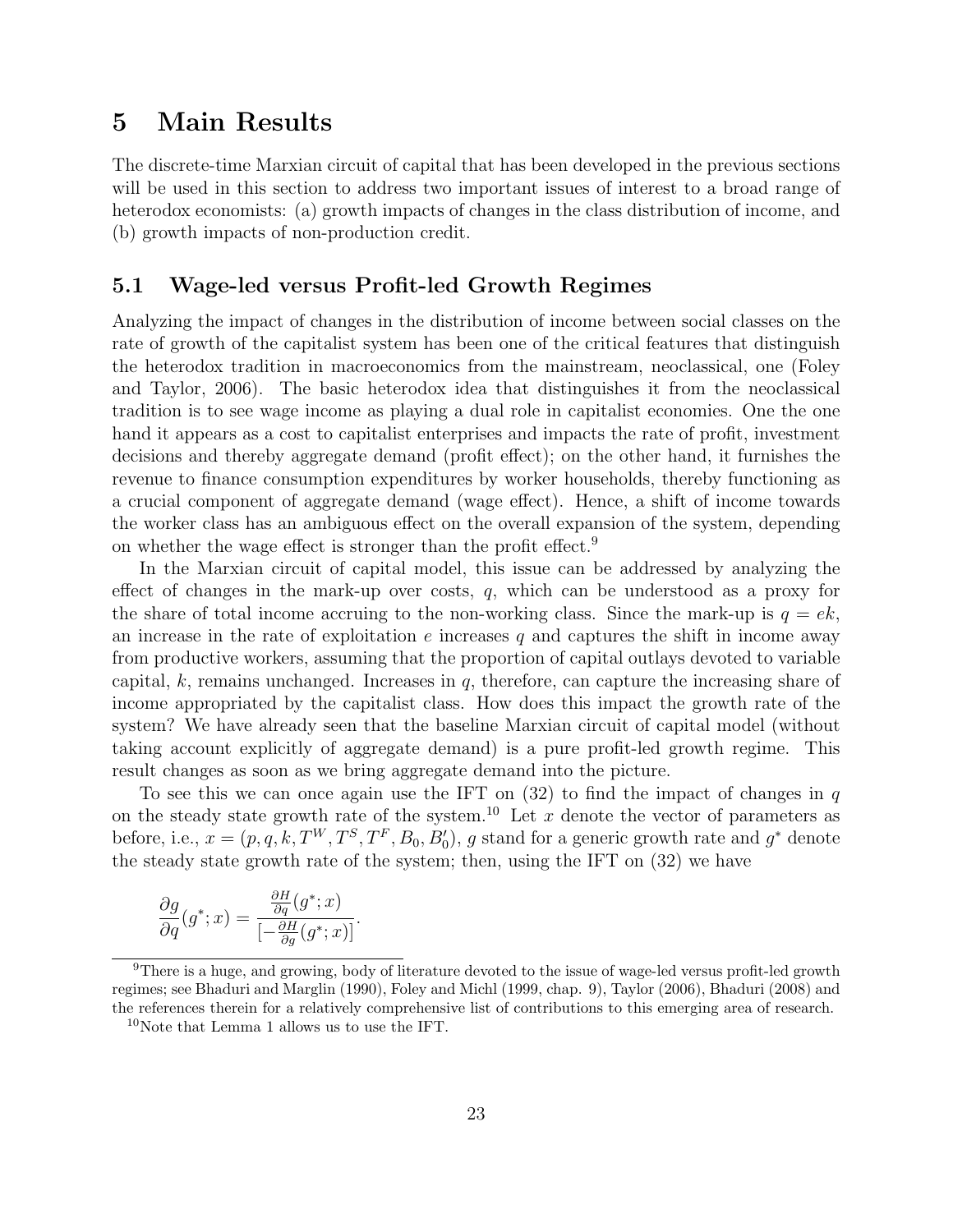# 5 Main Results

The discrete-time Marxian circuit of capital that has been developed in the previous sections will be used in this section to address two important issues of interest to a broad range of heterodox economists: (a) growth impacts of changes in the class distribution of income, and (b) growth impacts of non-production credit.

## 5.1 Wage-led versus Profit-led Growth Regimes

Analyzing the impact of changes in the distribution of income between social classes on the rate of growth of the capitalist system has been one of the critical features that distinguish the heterodox tradition in macroeconomics from the mainstream, neoclassical, one (Foley and Taylor, 2006). The basic heterodox idea that distinguishes it from the neoclassical tradition is to see wage income as playing a dual role in capitalist economies. One the one hand it appears as a cost to capitalist enterprises and impacts the rate of profit, investment decisions and thereby aggregate demand (profit effect); on the other hand, it furnishes the revenue to finance consumption expenditures by worker households, thereby functioning as a crucial component of aggregate demand (wage effect). Hence, a shift of income towards the worker class has an ambiguous effect on the overall expansion of the system, depending on whether the wage effect is stronger than the profit effect.[9]

In the Marxian circuit of capital model, this issue can be addressed by analyzing the effect of changes in the mark-up over costs, $q$, which can be understood as a proxy for the share of total income accruing to the non-working class. Since the mark-up is $q = ek$, an increase in the rate of exploitation $e$ increases $q$ and captures the shift in income away from productive workers, assuming that the proportion of capital outlays devoted to variable capital, $k$, remains unchanged. Increases in $q$, therefore, can capture the increasing share of income appropriated by the capitalist class. How does this impact the growth rate of the system? We have already seen that the baseline Marxian circuit of capital model (without taking account explicitly of aggregate demand) is a pure profit-led growth regime. This result changes as soon as we bring aggregate demand into the picture.

To see this we can once again use the IFT on (32) to find the impact of changes in $q$ on the steady state growth rate of the system.[10] Let $x$ denote the vector of parameters as before, i.e., $x = (p, q, k, T^W, T^S, T^F, B_0, B_0')$, $g$ stand for a generic growth rate and $g^*$ denote the steady state growth rate of the system; then, using the IFT on (32) we have

$$\frac{\partial g}{\partial q}(g^*; x) = \frac{\frac{\partial H}{\partial q}(g^*; x)}{[-\frac{\partial H}{\partial g}(g^*; x)]}.$$

[9] There is a huge, and growing, body of literature devoted to the issue of wage-led versus profit-led growth regimes; see Bhaduri and Marglin (1990), Foley and Michl (1999, chap. 9), Taylor (2006), Bhaduri (2008) and the references therein for a relatively comprehensive list of contributions to this emerging area of research.

[10] Note that Lemma 1 allows us to use the IFT.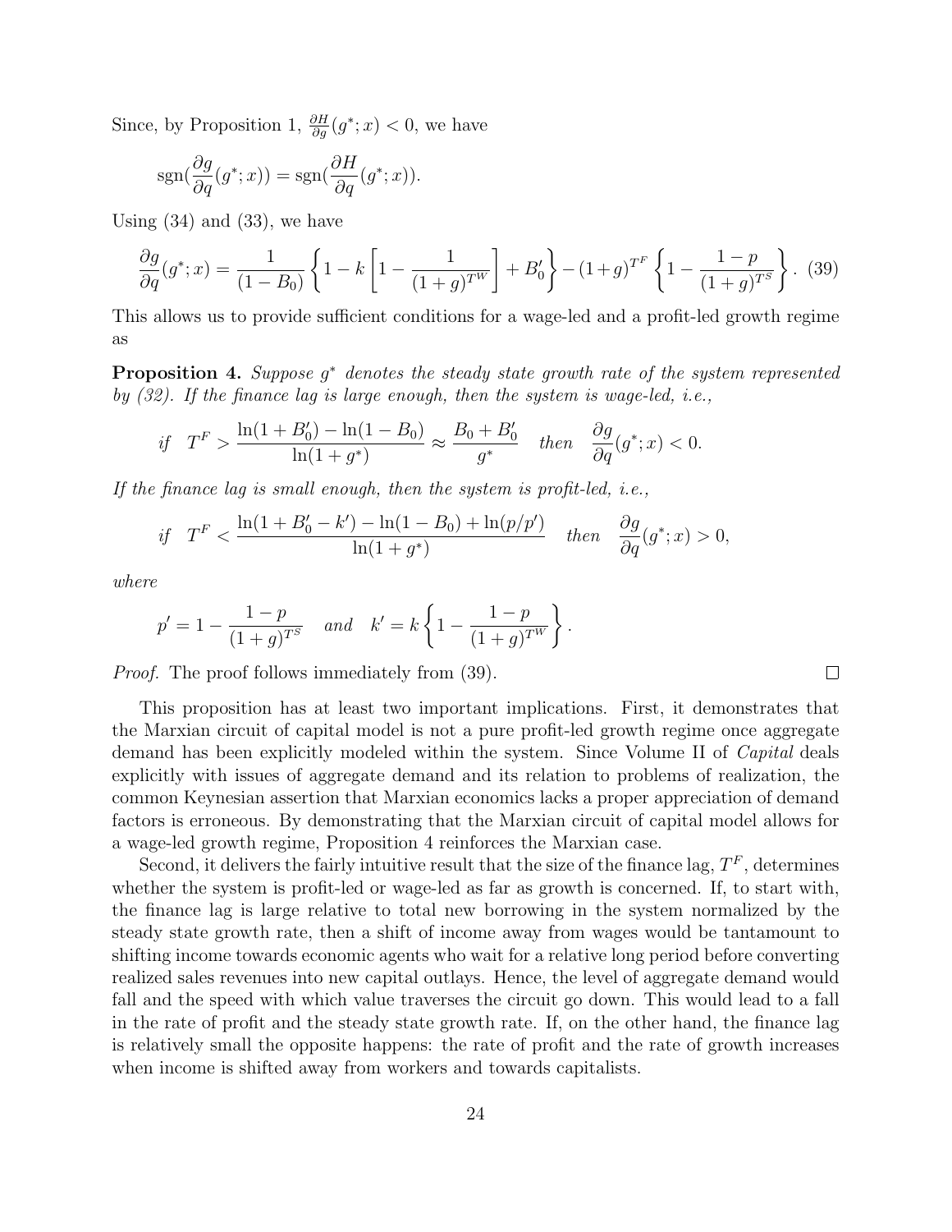Since, by Proposition 1, $\frac{\partial H}{\partial g}(g^*; x) < 0$, we have

$$\text{sgn}(\frac{\partial g}{\partial q}(g^*; x)) = \text{sgn}(\frac{\partial H}{\partial q}(g^*; x)).$$

Using (34) and (33), we have

$$\frac{\partial g}{\partial q}(g^*; x) = \frac{1}{(1 - B_0)} \left\{ 1 - k \left[ 1 - \frac{1}{(1+g)^{T^W}} \right] + B_0' \right\} - (1+g)^{T^F} \left\{ 1 - \frac{1-p}{(1+g)^{T^S}} \right\}. \quad (39)$$

This allows us to provide sufficient conditions for a wage-led and a profit-led growth regime as

**Proposition 4.** *Suppose $g^*$ denotes the steady state growth rate of the system represented by (32). If the finance lag is large enough, then the system is wage-led, i.e.,*

$$if \quad T^F > \frac{\ln(1 + B_0') - \ln(1 - B_0)}{\ln(1 + g^*)} \approx \frac{B_0 + B_0'}{g^*} \quad then \quad \frac{\partial g}{\partial q}(g^*; x) < 0.$$

*If the finance lag is small enough, then the system is profit-led, i.e.,*

$$if \quad T^F < \frac{\ln(1 + B_0' - k') - \ln(1 - B_0) + \ln(p/p')}{\ln(1 + g^*)} \quad then \quad \frac{\partial g}{\partial q}(g^*; x) > 0,$$

*where*

$$p' = 1 - \frac{1-p}{(1+g)^{T^S}} \quad and \quad k' = k \left\{ 1 - \frac{1-p}{(1+g)^{T^W}} \right\}.$$

*Proof.* The proof follows immediately from (39). ∎

This proposition has at least two important implications. First, it demonstrates that the Marxian circuit of capital model is not a pure profit-led growth regime once aggregate demand has been explicitly modeled within the system. Since Volume II of *Capital* deals explicitly with issues of aggregate demand and its relation to problems of realization, the common Keynesian assertion that Marxian economics lacks a proper appreciation of demand factors is erroneous. By demonstrating that the Marxian circuit of capital model allows for a wage-led growth regime, Proposition 4 reinforces the Marxian case.

Second, it delivers the fairly intuitive result that the size of the finance lag, $T^F$, determines whether the system is profit-led or wage-led as far as growth is concerned. If, to start with, the finance lag is large relative to total new borrowing in the system normalized by the steady state growth rate, then a shift of income away from wages would be tantamount to shifting income towards economic agents who wait for a relative long period before converting realized sales revenues into new capital outlays. Hence, the level of aggregate demand would fall and the speed with which value traverses the circuit go down. This would lead to a fall in the rate of profit and the steady state growth rate. If, on the other hand, the finance lag is relatively small the opposite happens: the rate of profit and the rate of growth increases when income is shifted away from workers and towards capitalists.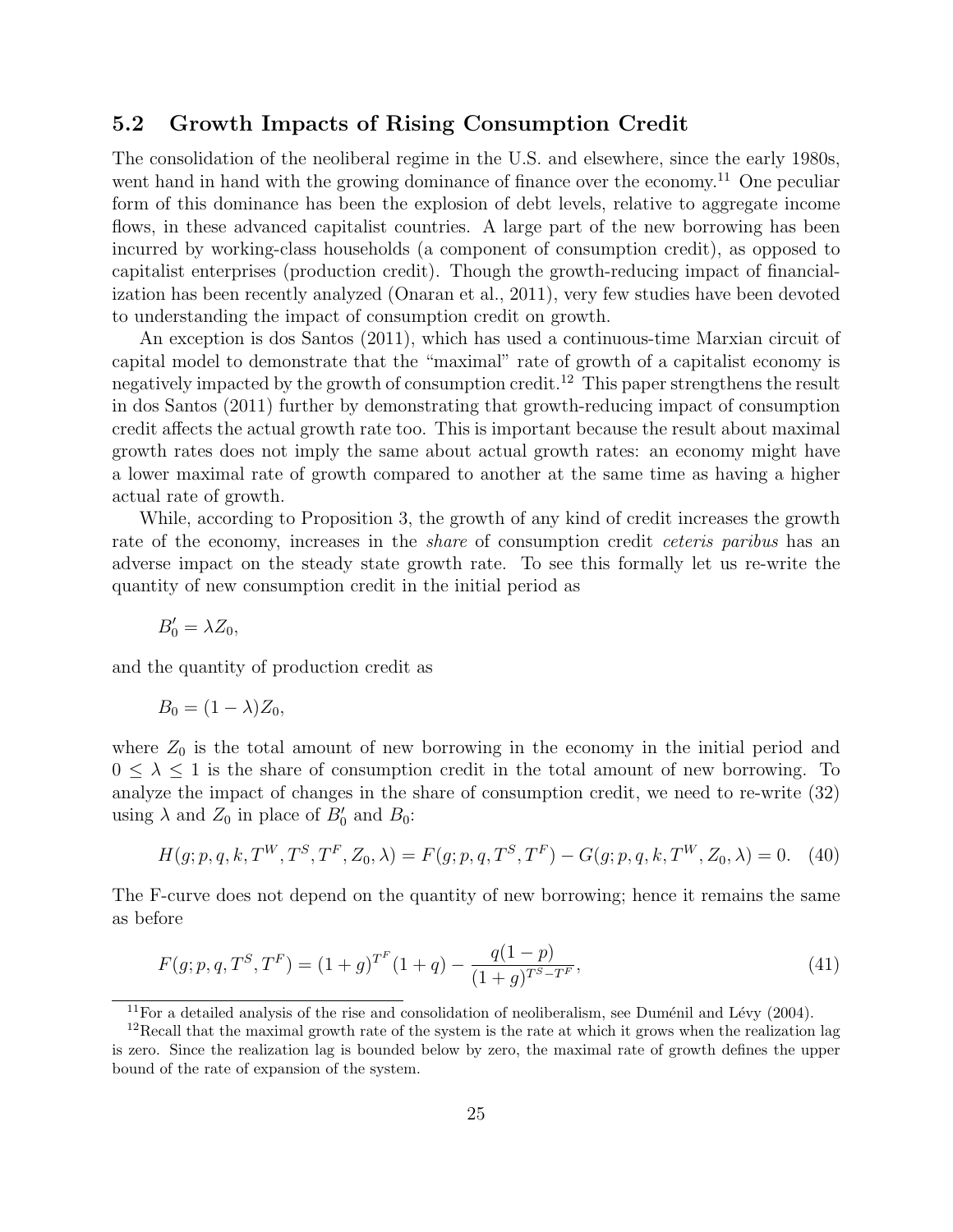### 5.2 Growth Impacts of Rising Consumption Credit

The consolidation of the neoliberal regime in the U.S. and elsewhere, since the early 1980s, went hand in hand with the growing dominance of finance over the economy.[11] One peculiar form of this dominance has been the explosion of debt levels, relative to aggregate income flows, in these advanced capitalist countries. A large part of the new borrowing has been incurred by working-class households (a component of consumption credit), as opposed to capitalist enterprises (production credit). Though the growth-reducing impact of financialization has been recently analyzed (Onaran et al., 2011), very few studies have been devoted to understanding the impact of consumption credit on growth.

An exception is dos Santos (2011), which has used a continuous-time Marxian circuit of capital model to demonstrate that the "maximal" rate of growth of a capitalist economy is negatively impacted by the growth of consumption credit.[12] This paper strengthens the result in dos Santos (2011) further by demonstrating that growth-reducing impact of consumption credit affects the actual growth rate too. This is important because the result about maximal growth rates does not imply the same about actual growth rates: an economy might have a lower maximal rate of growth compared to another at the same time as having a higher actual rate of growth.

While, according to Proposition 3, the growth of any kind of credit increases the growth rate of the economy, increases in the *share* of consumption credit *ceteris paribus* has an adverse impact on the steady state growth rate. To see this formally let us re-write the quantity of new consumption credit in the initial period as

$$B'_0 = \lambda Z_0,$$

and the quantity of production credit as

$$B_0 = (1 - \lambda) Z_0,$$

where $Z_0$ is the total amount of new borrowing in the economy in the initial period and $0 \leq \lambda \leq 1$ is the share of consumption credit in the total amount of new borrowing. To analyze the impact of changes in the share of consumption credit, we need to re-write (32) using $\lambda$ and $Z_0$ in place of $B'_0$ and $B_0$:

$$H(g; p, q, k, T^W, T^S, T^F, Z_0, \lambda) = F(g; p, q, T^S, T^F) - G(g; p, q, k, T^W, Z_0, \lambda) = 0. \quad (40)$$

The F-curve does not depend on the quantity of new borrowing; hence it remains the same as before

$$F(g; p, q, T^S, T^F) = (1 + g)^{T^F}(1 + q) - \frac{q(1 - p)}{(1 + g)^{T^S - T^F}}, \quad (41)$$

[11] For a detailed analysis of the rise and consolidation of neoliberalism, see Duménil and Lévy (2004).

[12] Recall that the maximal growth rate of the system is the rate at which it grows when the realization lag is zero. Since the realization lag is bounded below by zero, the maximal rate of growth defines the upper bound of the rate of expansion of the system.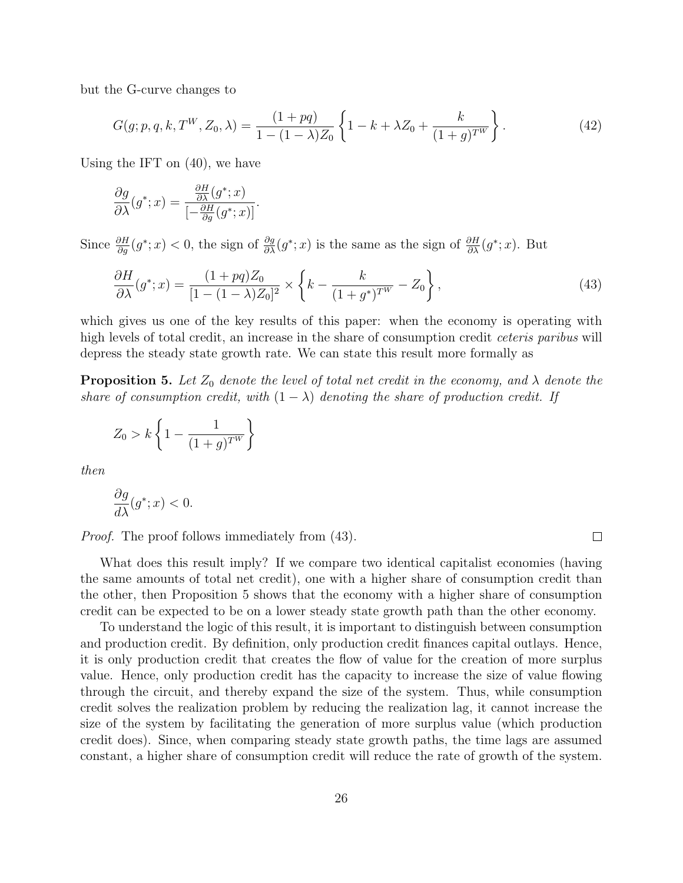but the G-curve changes to

$$G(g; p, q, k, T^W, Z_0, \lambda) = \frac{(1+pq)}{1-(1-\lambda)Z_0}\left\{1 - k + \lambda Z_0 + \frac{k}{(1+g)^{T^W}}\right\}. \tag{42}$$

Using the IFT on (40), we have

$$\frac{\partial g}{\partial \lambda}(g^*; x) = \frac{\frac{\partial H}{\partial \lambda}(g^*; x)}{[-\frac{\partial H}{\partial g}(g^*; x)]}.$$

Since $\frac{\partial H}{\partial g}(g^*; x) < 0$, the sign of $\frac{\partial g}{\partial \lambda}(g^*; x)$ is the same as the sign of $\frac{\partial H}{\partial \lambda}(g^*; x)$. But

$$\frac{\partial H}{\partial \lambda}(g^*; x) = \frac{(1+pq)Z_0}{[1-(1-\lambda)Z_0]^2} \times \left\{k - \frac{k}{(1+g^*)^{T^W}} - Z_0\right\}, \tag{43}$$

which gives us one of the key results of this paper: when the economy is operating with high levels of total credit, an increase in the share of consumption credit *ceteris paribus* will depress the steady state growth rate. We can state this result more formally as

**Proposition 5.** *Let $Z_0$ denote the level of total net credit in the economy, and $\lambda$ denote the share of consumption credit, with $(1-\lambda)$ denoting the share of production credit. If*

$$Z_0 > k\left\{1 - \frac{1}{(1+g)^{T^W}}\right\}$$

*then*

$$\frac{\partial g}{d\lambda}(g^*; x) < 0.$$

*Proof.* The proof follows immediately from (43). □

What does this result imply? If we compare two identical capitalist economies (having the same amounts of total net credit), one with a higher share of consumption credit than the other, then Proposition 5 shows that the economy with a higher share of consumption credit can be expected to be on a lower steady state growth path than the other economy.

To understand the logic of this result, it is important to distinguish between consumption and production credit. By definition, only production credit finances capital outlays. Hence, it is only production credit that creates the flow of value for the creation of more surplus value. Hence, only production credit has the capacity to increase the size of value flowing through the circuit, and thereby expand the size of the system. Thus, while consumption credit solves the realization problem by reducing the realization lag, it cannot increase the size of the system by facilitating the generation of more surplus value (which production credit does). Since, when comparing steady state growth paths, the time lags are assumed constant, a higher share of consumption credit will reduce the rate of growth of the system.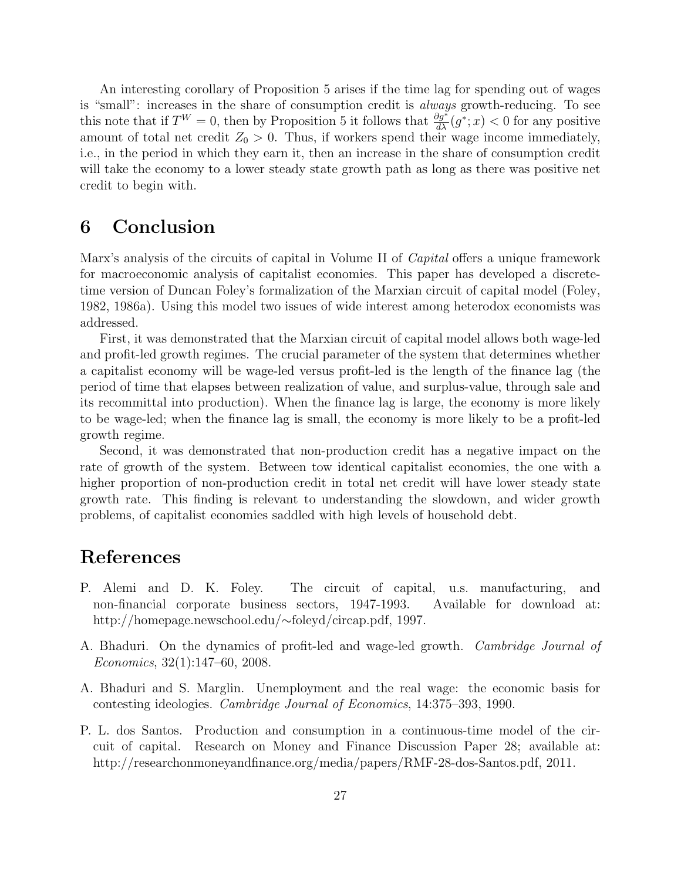An interesting corollary of Proposition 5 arises if the time lag for spending out of wages is "small": increases in the share of consumption credit is *always* growth-reducing. To see this note that if $T^W = 0$, then by Proposition 5 it follows that $\frac{\partial g^*}{d\lambda}(g^*; x) < 0$ for any positive amount of total net credit $Z_0 > 0$. Thus, if workers spend their wage income immediately, i.e., in the period in which they earn it, then an increase in the share of consumption credit will take the economy to a lower steady state growth path as long as there was positive net credit to begin with.

# 6 Conclusion

Marx's analysis of the circuits of capital in Volume II of *Capital* offers a unique framework for macroeconomic analysis of capitalist economies. This paper has developed a discrete-time version of Duncan Foley's formalization of the Marxian circuit of capital model (Foley, 1982, 1986a). Using this model two issues of wide interest among heterodox economists was addressed.

First, it was demonstrated that the Marxian circuit of capital model allows both wage-led and profit-led growth regimes. The crucial parameter of the system that determines whether a capitalist economy will be wage-led versus profit-led is the length of the finance lag (the period of time that elapses between realization of value, and surplus-value, through sale and its recommittal into production). When the finance lag is large, the economy is more likely to be wage-led; when the finance lag is small, the economy is more likely to be a profit-led growth regime.

Second, it was demonstrated that non-production credit has a negative impact on the rate of growth of the system. Between tow identical capitalist economies, the one with a higher proportion of non-production credit in total net credit will have lower steady state growth rate. This finding is relevant to understanding the slowdown, and wider growth problems, of capitalist economies saddled with high levels of household debt.

# References

P. Alemi and D. K. Foley. The circuit of capital, u.s. manufacturing, and non-financial corporate business sectors, 1947-1993. Available for download at: http://homepage.newschool.edu/∼foleyd/circap.pdf, 1997.

A. Bhaduri. On the dynamics of profit-led and wage-led growth. *Cambridge Journal of Economics*, 32(1):147–60, 2008.

A. Bhaduri and S. Marglin. Unemployment and the real wage: the economic basis for contesting ideologies. *Cambridge Journal of Economics*, 14:375–393, 1990.

P. L. dos Santos. Production and consumption in a continuous-time model of the circuit of capital. Research on Money and Finance Discussion Paper 28; available at: http://researchonmoneyandfinance.org/media/papers/RMF-28-dos-Santos.pdf, 2011.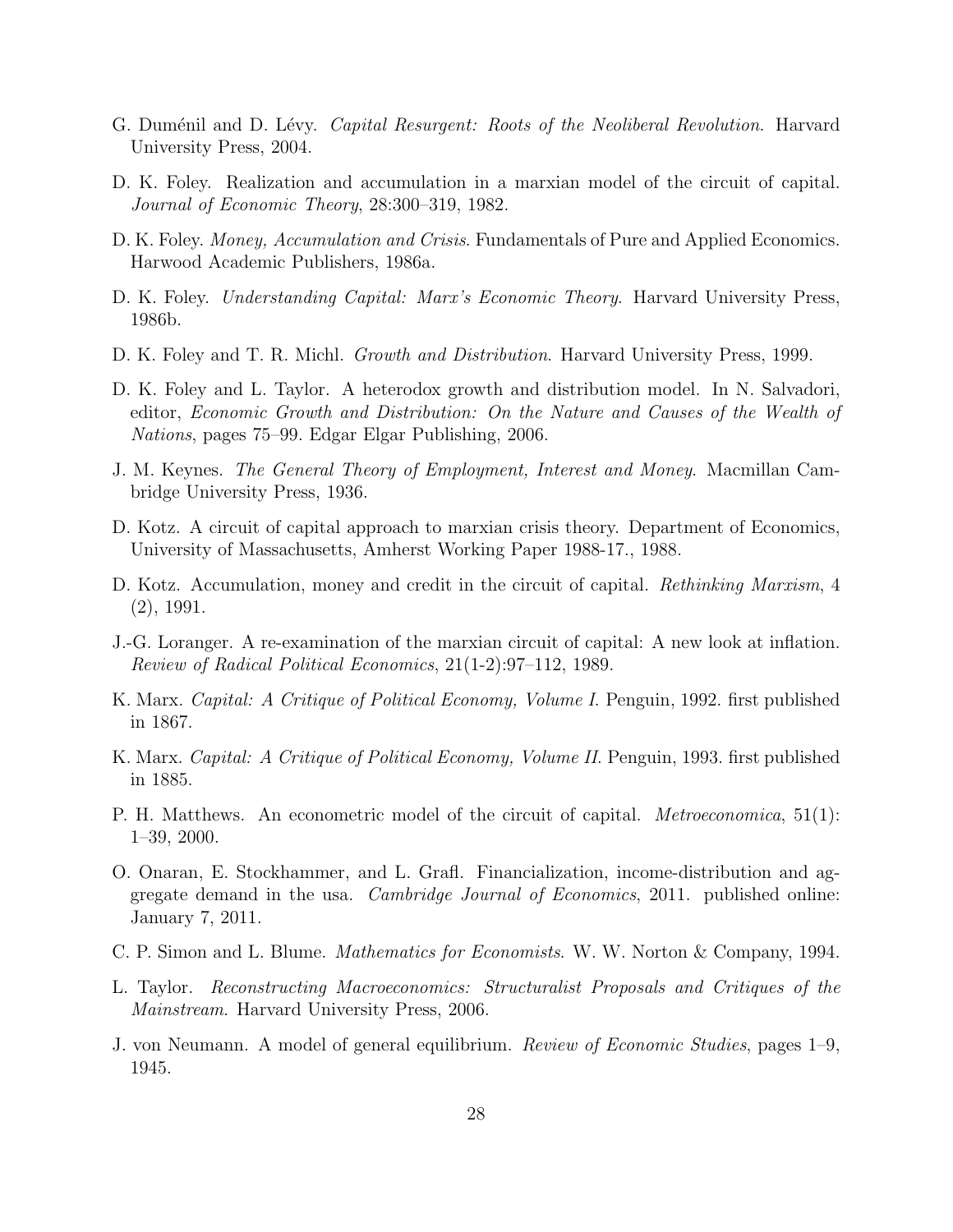G. Duménil and D. Lévy. *Capital Resurgent: Roots of the Neoliberal Revolution*. Harvard University Press, 2004.

D. K. Foley. Realization and accumulation in a marxian model of the circuit of capital. *Journal of Economic Theory*, 28:300–319, 1982.

D. K. Foley. *Money, Accumulation and Crisis*. Fundamentals of Pure and Applied Economics. Harwood Academic Publishers, 1986a.

D. K. Foley. *Understanding Capital: Marx's Economic Theory*. Harvard University Press, 1986b.

D. K. Foley and T. R. Michl. *Growth and Distribution*. Harvard University Press, 1999.

D. K. Foley and L. Taylor. A heterodox growth and distribution model. In N. Salvadori, editor, *Economic Growth and Distribution: On the Nature and Causes of the Wealth of Nations*, pages 75–99. Edgar Elgar Publishing, 2006.

J. M. Keynes. *The General Theory of Employment, Interest and Money*. Macmillan Cambridge University Press, 1936.

D. Kotz. A circuit of capital approach to marxian crisis theory. Department of Economics, University of Massachusetts, Amherst Working Paper 1988-17., 1988.

D. Kotz. Accumulation, money and credit in the circuit of capital. *Rethinking Marxism*, 4 (2), 1991.

J.-G. Loranger. A re-examination of the marxian circuit of capital: A new look at inflation. *Review of Radical Political Economics*, 21(1-2):97–112, 1989.

K. Marx. *Capital: A Critique of Political Economy, Volume I*. Penguin, 1992. first published in 1867.

K. Marx. *Capital: A Critique of Political Economy, Volume II*. Penguin, 1993. first published in 1885.

P. H. Matthews. An econometric model of the circuit of capital. *Metroeconomica*, 51(1): 1–39, 2000.

O. Onaran, E. Stockhammer, and L. Grafl. Financialization, income-distribution and aggregate demand in the usa. *Cambridge Journal of Economics*, 2011. published online: January 7, 2011.

C. P. Simon and L. Blume. *Mathematics for Economists*. W. W. Norton & Company, 1994.

L. Taylor. *Reconstructing Macroeconomics: Structuralist Proposals and Critiques of the Mainstream*. Harvard University Press, 2006.

J. von Neumann. A model of general equilibrium. *Review of Economic Studies*, pages 1–9, 1945.